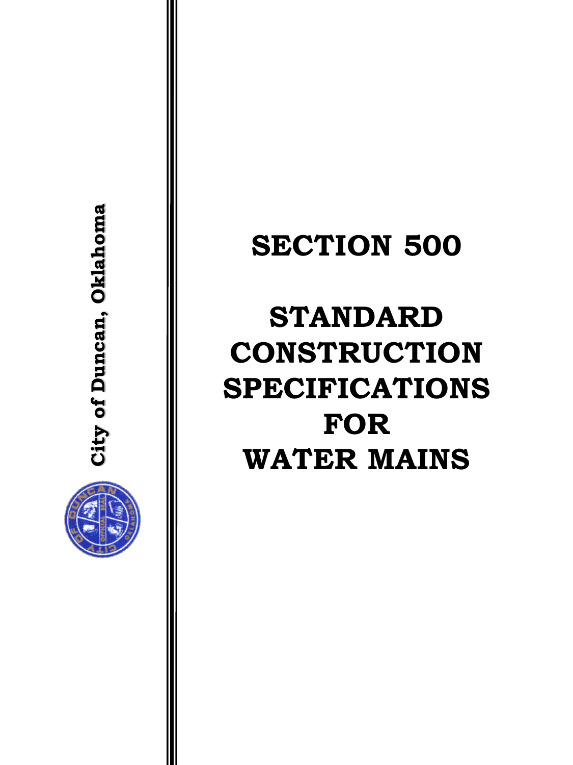City of Duncan, Oklahoma

# SECTION 500

# STANDARD CONSTRUCTION SPECIFICATIONS FOR WATER MAINS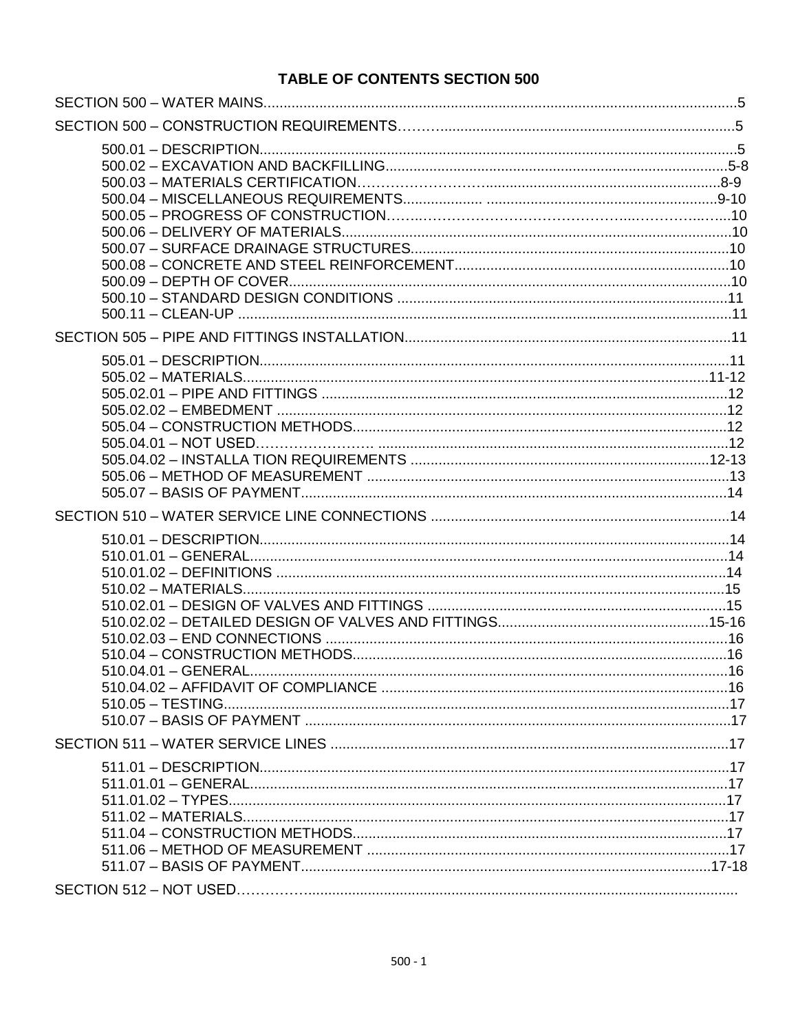# TABLE OF CONTENTS SECTION 500

SECTION 500 – WATER MAINS......................................................................................................................5

SECTION 500 – CONSTRUCTION REQUIREMENTS……...........................................................................5

- 500.01 – DESCRIPTION.......................................................................................................................5
- 500.02 – EXCAVATION AND BACKFILLING.......................................................................................5-8
- 500.03 – MATERIALS CERTIFICATION……………………..........................................................8-9
- 500.04 – MISCELLANEOUS REQUIREMENTS................... ........................................................9-10
- 500.05 – PROGRESS OF CONSTRUCTION……..………………………………...…………..……..10
- 500.06 – DELIVERY OF MATERIALS.................................................................................................10
- 500.07 – SURFACE DRAINAGE STRUCTURES................................................................................10
- 500.08 – CONCRETE AND STEEL REINFORCEMENT.....................................................................10
- 500.09 – DEPTH OF COVER...............................................................................................................10
- 500.10 – STANDARD DESIGN CONDITIONS ...................................................................................11
- 500.11 – CLEAN-UP ............................................................................................................................11

SECTION 505 – PIPE AND FITTINGS INSTALLATION.................................................................................11

- 505.01 – DESCRIPTION......................................................................................................................11
- 505.02 – MATERIALS.......................................................................................................................11-12
- 505.02.01 – PIPE AND FITTINGS ......................................................................................................12
- 505.02.02 – EMBEDMENT ..................................................................................................................12
- 505.04 – CONSTRUCTION METHODS...............................................................................................12
- 505.04.01 – NOT USED…………………. ........................................................................................12
- 505.04.02 – INSTALLA TION REQUIREMENTS ............................................................................12-13
- 505.06 – METHOD OF MEASUREMENT ............................................................................................13
- 505.07 – BASIS OF PAYMENT............................................................................................................14

SECTION 510 – WATER SERVICE LINE CONNECTIONS ............................................................................14

- 510.01 – DESCRIPTION.......................................................................................................................14
- 510.01.01 – GENERAL.........................................................................................................................14
- 510.01.02 – DEFINITIONS ..................................................................................................................14
- 510.02 – MATERIALS...........................................................................................................................15
- 510.02.01 – DESIGN OF VALVES AND FITTINGS ............................................................................15
- 510.02.02 – DETAILED DESIGN OF VALVES AND FITTINGS......................................................15-16
- 510.02.03 – END CONNECTIONS .....................................................................................................16
- 510.04 – CONSTRUCTION METHODS...............................................................................................16
- 510.04.01 – GENERAL.........................................................................................................................16
- 510.04.02 – AFFIDAVIT OF COMPLIANCE ........................................................................................16
- 510.05 – TESTING................................................................................................................................17
- 510.07 – BASIS OF PAYMENT ............................................................................................................17

SECTION 511 – WATER SERVICE LINES ....................................................................................................17

- 511.01 – DESCRIPTION.......................................................................................................................17
- 511.01.01 – GENERAL.........................................................................................................................17
- 511.01.02 – TYPES..............................................................................................................................17
- 511.02 – MATERIALS...........................................................................................................................17
- 511.04 – CONSTRUCTION METHODS...............................................................................................17
- 511.06 – METHOD OF MEASUREMENT ............................................................................................17
- 511.07 – BASIS OF PAYMENT.........................................................................................................17-18

SECTION 512 – NOT USED…………...........................................................................................................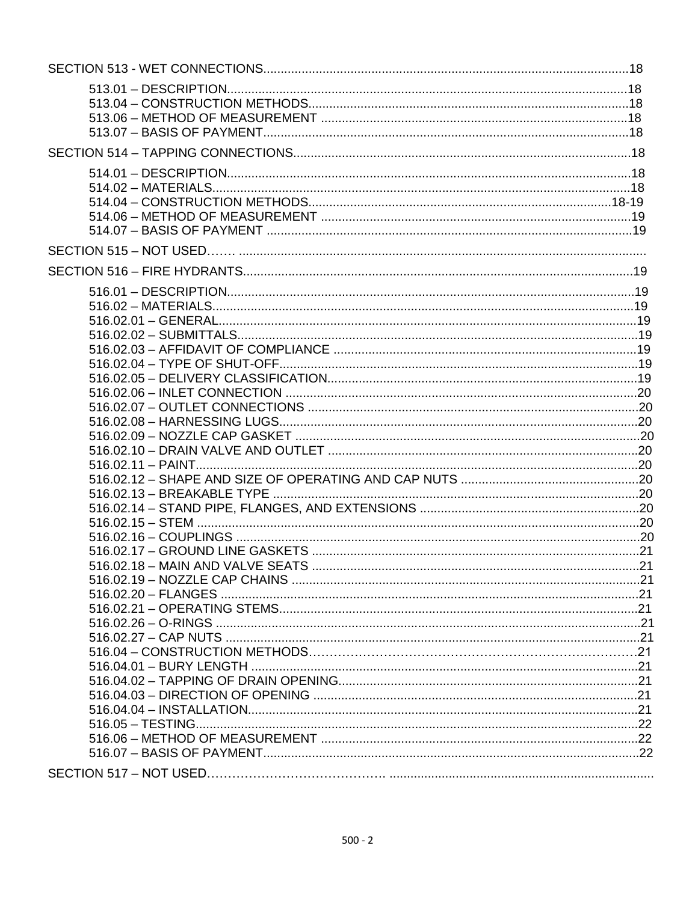SECTION 513 - WET CONNECTIONS........................................................................................................18

- 513.01 – DESCRIPTION....................................................................................................................18
- 513.04 – CONSTRUCTION METHODS............................................................................................18
- 513.06 – METHOD OF MEASUREMENT ........................................................................................18
- 513.07 – BASIS OF PAYMENT.........................................................................................................18

SECTION 514 – TAPPING CONNECTIONS...............................................................................................18

- 514.01 – DESCRIPTION....................................................................................................................18
- 514.02 – MATERIALS........................................................................................................................18
- 514.04 – CONSTRUCTION METHODS.......................................................................................18-19
- 514.06 – METHOD OF MEASUREMENT ........................................................................................19
- 514.07 – BASIS OF PAYMENT .........................................................................................................19

SECTION 515 – NOT USED……. ...................................................................................................................

SECTION 516 – FIRE HYDRANTS...............................................................................................................19

- 516.01 – DESCRIPTION....................................................................................................................19
- 516.02 – MATERIALS........................................................................................................................19
- 516.02.01 – GENERAL.......................................................................................................................19
- 516.02.02 – SUBMITTALS..................................................................................................................19
- 516.02.03 – AFFIDAVIT OF COMPLIANCE .......................................................................................19
- 516.02.04 – TYPE OF SHUT-OFF......................................................................................................19
- 516.02.05 – DELIVERY CLASSIFICATION........................................................................................19
- 516.02.06 – INLET CONNECTION ....................................................................................................20
- 516.02.07 – OUTLET CONNECTIONS ..............................................................................................20
- 516.02.08 – HARNESSING LUGS......................................................................................................20
- 516.02.09 – NOZZLE CAP GASKET ..................................................................................................20
- 516.02.10 – DRAIN VALVE AND OUTLET .........................................................................................20
- 516.02.11 – PAINT..............................................................................................................................20
- 516.02.12 – SHAPE AND SIZE OF OPERATING AND CAP NUTS ...................................................20
- 516.02.13 – BREAKABLE TYPE ........................................................................................................20
- 516.02.14 – STAND PIPE, FLANGES, AND EXTENSIONS ...............................................................20
- 516.02.15 – STEM .............................................................................................................................20
- 516.02.16 – COUPLINGS ...................................................................................................................20
- 516.02.17 – GROUND LINE GASKETS .............................................................................................21
- 516.02.18 – MAIN AND VALVE SEATS .............................................................................................21
- 516.02.19 – NOZZLE CAP CHAINS ...................................................................................................21
- 516.02.20 – FLANGES .......................................................................................................................21
- 516.02.21 – OPERATING STEMS......................................................................................................21
- 516.02.26 – O-RINGS .........................................................................................................................21
- 516.02.27 – CAP NUTS ......................................................................................................................21
- 516.04 – CONSTRUCTION METHODS…………………………………………………………………21
- 516.04.01 – BURY LENGTH ..............................................................................................................21
- 516.04.02 – TAPPING OF DRAIN OPENING.....................................................................................21
- 516.04.03 – DIRECTION OF OPENING .............................................................................................21
- 516.04.04 – INSTALLATION...............................................................................................................21
- 516.05 – TESTING.............................................................................................................................22
- 516.06 – METHOD OF MEASUREMENT ..........................................................................................22
- 516.07 – BASIS OF PAYMENT..........................................................................................................22

SECTION 517 – NOT USED………………………………… ..........................................................................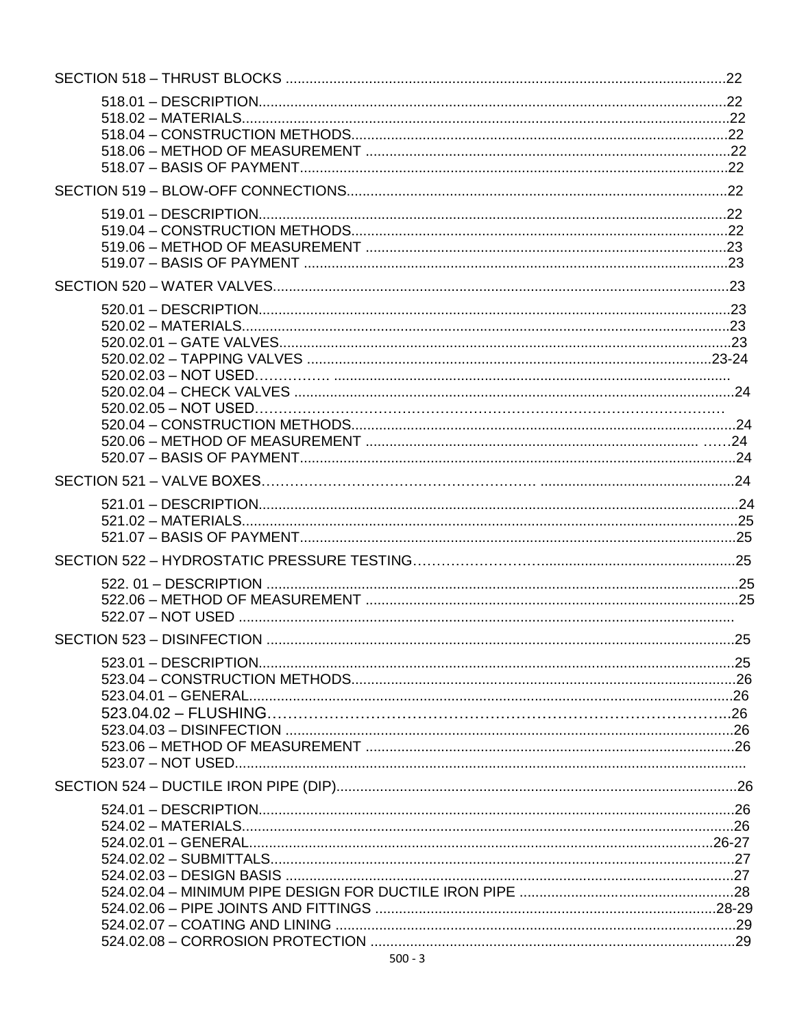SECTION 518 – THRUST BLOCKS ....................................................................................................22

518.01 – DESCRIPTION.......................................................................................................22
518.02 – MATERIALS...........................................................................................................22
518.04 – CONSTRUCTION METHODS...............................................................................22
518.06 – METHOD OF MEASUREMENT ............................................................................22
518.07 – BASIS OF PAYMENT............................................................................................22

SECTION 519 – BLOW-OFF CONNECTIONS...............................................................................22

519.01 – DESCRIPTION.......................................................................................................22
519.04 – CONSTRUCTION METHODS...............................................................................22
519.06 – METHOD OF MEASUREMENT ............................................................................23
519.07 – BASIS OF PAYMENT ............................................................................................23

SECTION 520 – WATER VALVES...................................................................................................23

520.01 – DESCRIPTION.......................................................................................................23
520.02 – MATERIALS...........................................................................................................23
520.02.01 – GATE VALVES..................................................................................................23
520.02.02 – TAPPING VALVES .......................................................................................23-24
520.02.03 – NOT USED……………. ...................................................................................
520.02.04 – CHECK VALVES ...............................................................................................24
520.02.05 – NOT USED……………………………………………………………………………
520.04 – CONSTRUCTION METHODS...............................................................................24
520.06 – METHOD OF MEASUREMENT .......................................................................……24
520.07 – BASIS OF PAYMENT............................................................................................24

SECTION 521 – VALVE BOXES……………………………………………… ...............................................24

521.01 – DESCRIPTION.......................................................................................................24
521.02 – MATERIALS...........................................................................................................25
521.07 – BASIS OF PAYMENT............................................................................................25

SECTION 522 – HYDROSTATIC PRESSURE TESTING…………………….......................................25

522. 01 – DESCRIPTION ....................................................................................................25
522.06 – METHOD OF MEASUREMENT ............................................................................25
522.07 – NOT USED .............................................................................................................

SECTION 523 – DISINFECTION .....................................................................................................25

523.01 – DESCRIPTION.......................................................................................................25
523.04 – CONSTRUCTION METHODS...............................................................................26
523.04.01 – GENERAL.........................................................................................................26
523.04.02 – FLUSHING…………………………………………………………………………...26
523.04.03 – DISINFECTION .................................................................................................26
523.06 – METHOD OF MEASUREMENT ............................................................................26
523.07 – NOT USED...............................................................................................................

SECTION 524 – DUCTILE IRON PIPE (DIP)...................................................................................26

524.01 – DESCRIPTION.......................................................................................................26
524.02 – MATERIALS...........................................................................................................26
524.02.01 – GENERAL.....................................................................................................26-27
524.02.02 – SUBMITTALS....................................................................................................27
524.02.03 – DESIGN BASIS .................................................................................................27
524.02.04 – MINIMUM PIPE DESIGN FOR DUCTILE IRON PIPE ......................................28
524.02.06 – PIPE JOINTS AND FITTINGS ......................................................................28-29
524.02.07 – COATING AND LINING .....................................................................................29
524.02.08 – CORROSION PROTECTION ............................................................................29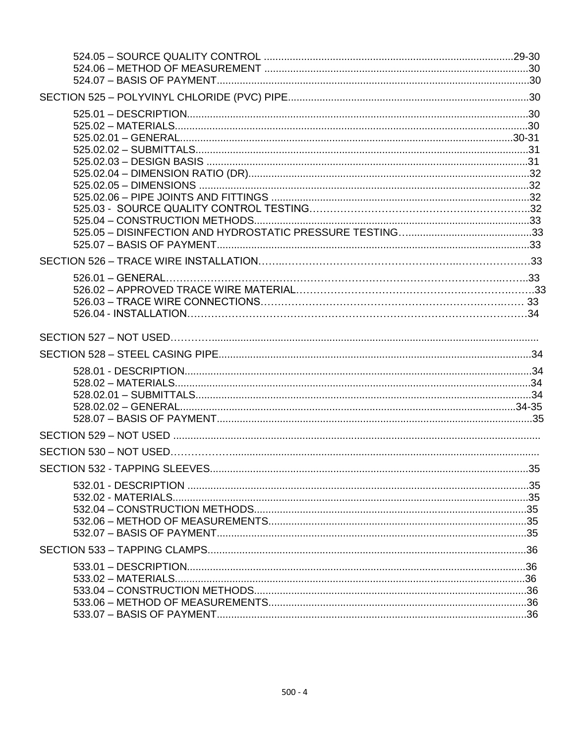524.05 – SOURCE QUALITY CONTROL ........................................................................................29-30
524.06 – METHOD OF MEASUREMENT ...........................................................................................30
524.07 – BASIS OF PAYMENT...........................................................................................................30

SECTION 525 – POLYVINYL CHLORIDE (PVC) PIPE.................................................................................30

525.01 – DESCRIPTION.......................................................................................................................30
525.02 – MATERIALS..........................................................................................................................30
525.02.01 – GENERAL.....................................................................................................................30-31
525.02.02 – SUBMITTALS..................................................................................................................31
525.02.03 – DESIGN BASIS ..............................................................................................................31
525.02.04 – DIMENSION RATIO (DR)...............................................................................................32
525.02.05 – DIMENSIONS ................................................................................................................32
525.02.06 – PIPE JOINTS AND FITTINGS .........................................................................................32
525.03 - SOURCE QUALITY CONTROL TESTING………………………………………………………..32
525.04 – CONSTRUCTION METHODS..............................................................................................33
525.05 – DISINFECTION AND HYDROSTATIC PRESSURE TESTING…..........................................33
525.07 – BASIS OF PAYMENT...........................................................................................................33

SECTION 526 – TRACE WIRE INSTALLATION……..……………………………………………………………33

526.01 – GENERAL………………………………………………………………………………………..33
526.02 – APPROVED TRACE WIRE MATERIAL…………………………………………………………33
526.03 – TRACE WIRE CONNECTIONS……………………………………………………………… 33
526.04 - INSTALLATION…………………………………………………………………………………34

SECTION 527 – NOT USED………….............................................................................................................

SECTION 528 – STEEL CASING PIPE...........................................................................................................34

528.01 - DESCRIPTION........................................................................................................................34
528.02 – MATERIALS...........................................................................................................................34
528.02.01 – SUBMITTALS.....................................................................................................................34
528.02.02 – GENERAL......................................................................................................................34-35
528.07 – BASIS OF PAYMENT.............................................................................................................35

SECTION 529 – NOT USED ............................................................................................................................

SECTION 530 – NOT USED……………..........................................................................................................

SECTION 532 - TAPPING SLEEVES...............................................................................................................35

532.01 - DESCRIPTION .......................................................................................................................35
532.02 - MATERIALS............................................................................................................................35
532.04 – CONSTRUCTION METHODS................................................................................................35
532.06 – METHOD OF MEASUREMENTS...........................................................................................35
532.07 – BASIS OF PAYMENT.............................................................................................................35

SECTION 533 – TAPPING CLAMPS................................................................................................................36

533.01 – DESCRIPTION........................................................................................................................36
533.02 – MATERIALS............................................................................................................................36
533.04 – CONSTRUCTION METHODS.................................................................................................36
533.06 – METHOD OF MEASUREMENTS............................................................................................36
533.07 – BASIS OF PAYMENT..............................................................................................................36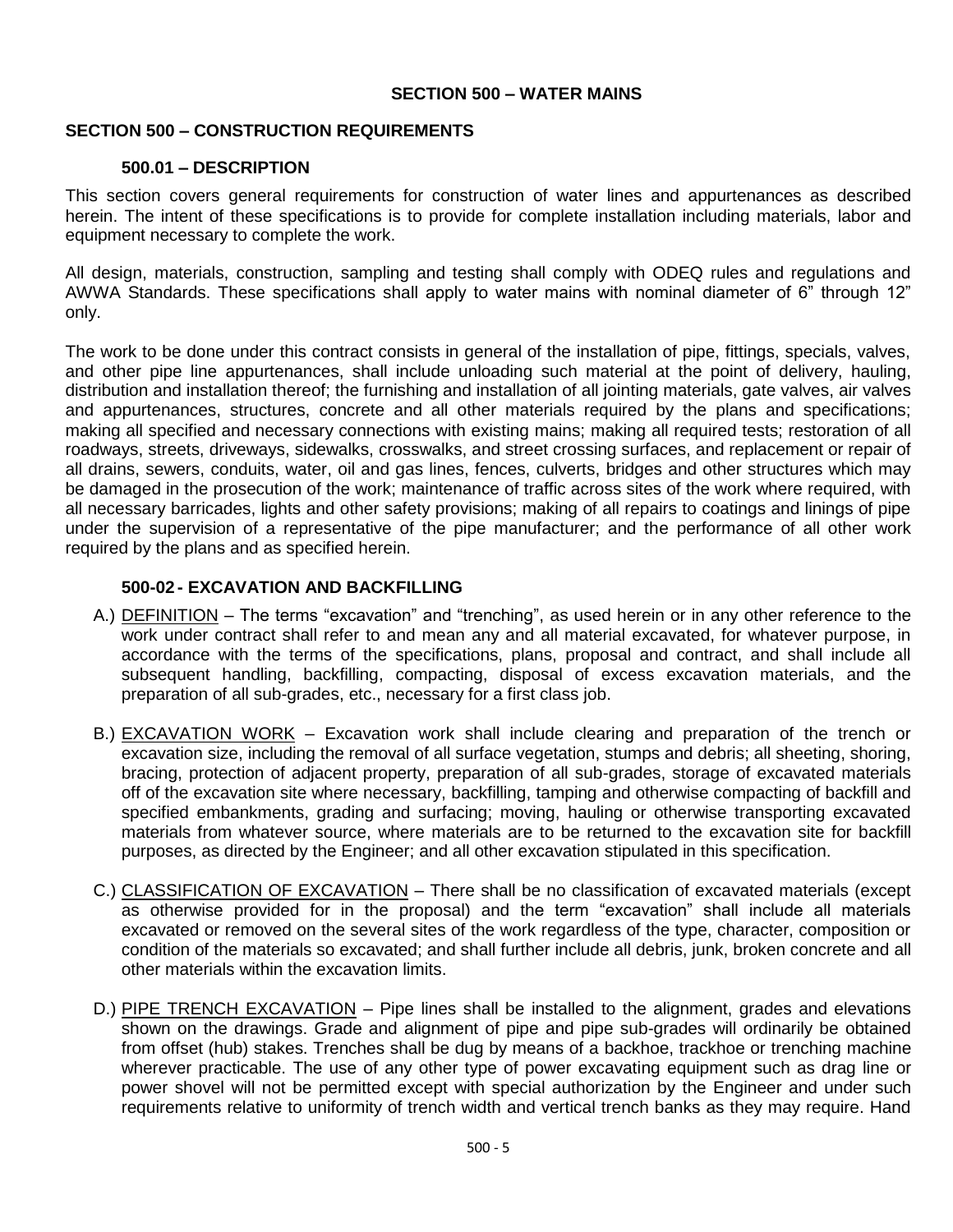# SECTION 500 – WATER MAINS

## SECTION 500 – CONSTRUCTION REQUIREMENTS

### 500.01 – DESCRIPTION

This section covers general requirements for construction of water lines and appurtenances as described herein. The intent of these specifications is to provide for complete installation including materials, labor and equipment necessary to complete the work.

All design, materials, construction, sampling and testing shall comply with ODEQ rules and regulations and AWWA Standards. These specifications shall apply to water mains with nominal diameter of 6" through 12" only.

The work to be done under this contract consists in general of the installation of pipe, fittings, specials, valves, and other pipe line appurtenances, shall include unloading such material at the point of delivery, hauling, distribution and installation thereof; the furnishing and installation of all jointing materials, gate valves, air valves and appurtenances, structures, concrete and all other materials required by the plans and specifications; making all specified and necessary connections with existing mains; making all required tests; restoration of all roadways, streets, driveways, sidewalks, crosswalks, and street crossing surfaces, and replacement or repair of all drains, sewers, conduits, water, oil and gas lines, fences, culverts, bridges and other structures which may be damaged in the prosecution of the work; maintenance of traffic across sites of the work where required, with all necessary barricades, lights and other safety provisions; making of all repairs to coatings and linings of pipe under the supervision of a representative of the pipe manufacturer; and the performance of all other work required by the plans and as specified herein.

### 500-02 - EXCAVATION AND BACKFILLING

A.) DEFINITION – The terms "excavation" and "trenching", as used herein or in any other reference to the work under contract shall refer to and mean any and all material excavated, for whatever purpose, in accordance with the terms of the specifications, plans, proposal and contract, and shall include all subsequent handling, backfilling, compacting, disposal of excess excavation materials, and the preparation of all sub-grades, etc., necessary for a first class job.

B.) EXCAVATION WORK – Excavation work shall include clearing and preparation of the trench or excavation size, including the removal of all surface vegetation, stumps and debris; all sheeting, shoring, bracing, protection of adjacent property, preparation of all sub-grades, storage of excavated materials off of the excavation site where necessary, backfilling, tamping and otherwise compacting of backfill and specified embankments, grading and surfacing; moving, hauling or otherwise transporting excavated materials from whatever source, where materials are to be returned to the excavation site for backfill purposes, as directed by the Engineer; and all other excavation stipulated in this specification.

C.) CLASSIFICATION OF EXCAVATION – There shall be no classification of excavated materials (except as otherwise provided for in the proposal) and the term "excavation" shall include all materials excavated or removed on the several sites of the work regardless of the type, character, composition or condition of the materials so excavated; and shall further include all debris, junk, broken concrete and all other materials within the excavation limits.

D.) PIPE TRENCH EXCAVATION – Pipe lines shall be installed to the alignment, grades and elevations shown on the drawings. Grade and alignment of pipe and pipe sub-grades will ordinarily be obtained from offset (hub) stakes. Trenches shall be dug by means of a backhoe, trackhoe or trenching machine wherever practicable. The use of any other type of power excavating equipment such as drag line or power shovel will not be permitted except with special authorization by the Engineer and under such requirements relative to uniformity of trench width and vertical trench banks as they may require. Hand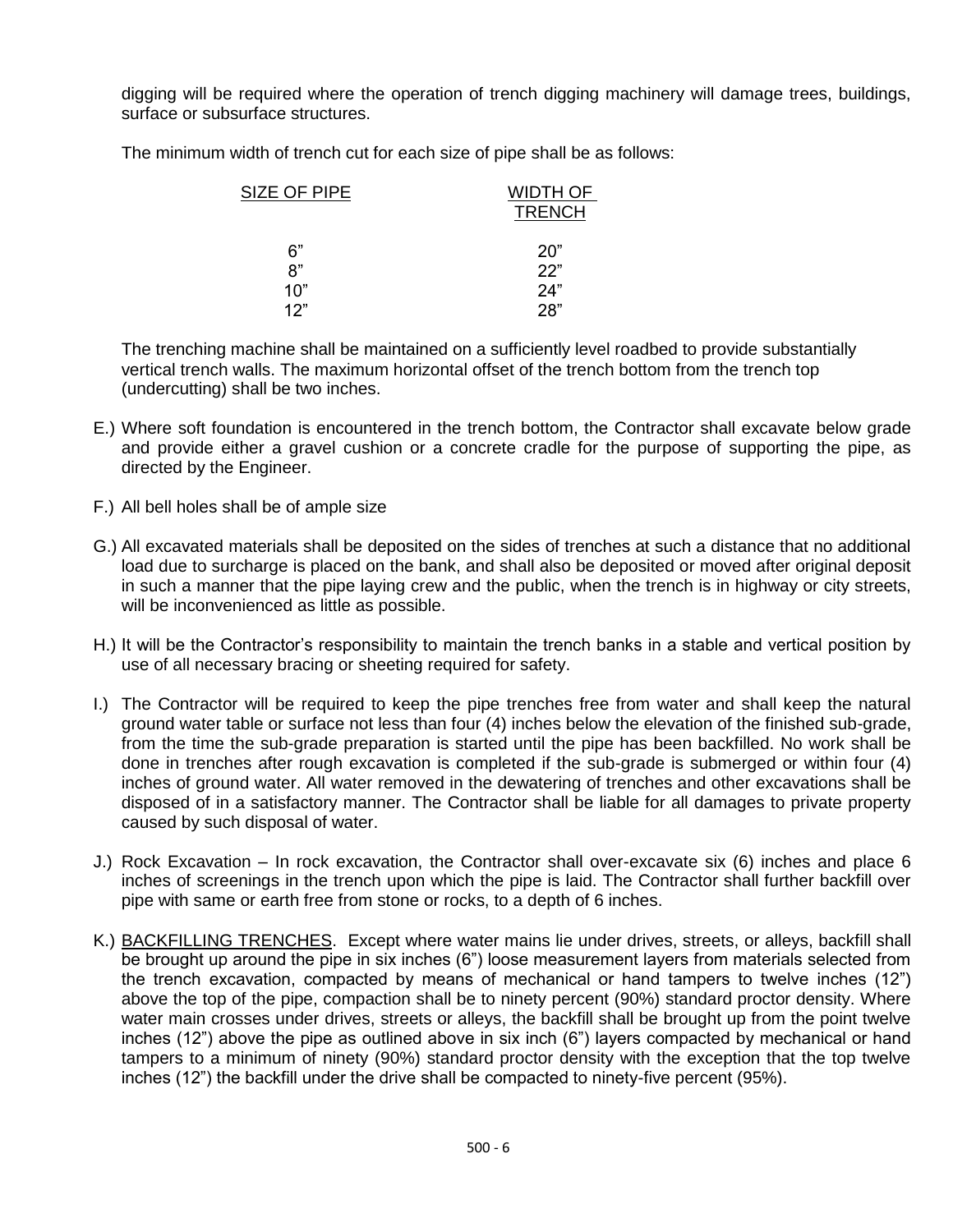digging will be required where the operation of trench digging machinery will damage trees, buildings, surface or subsurface structures.

The minimum width of trench cut for each size of pipe shall be as follows:

| SIZE OF PIPE | WIDTH OF TRENCH |
|---|---|
| 6" | 20" |
| 8" | 22" |
| 10" | 24" |
| 12" | 28" |

The trenching machine shall be maintained on a sufficiently level roadbed to provide substantially vertical trench walls. The maximum horizontal offset of the trench bottom from the trench top (undercutting) shall be two inches.

E.) Where soft foundation is encountered in the trench bottom, the Contractor shall excavate below grade and provide either a gravel cushion or a concrete cradle for the purpose of supporting the pipe, as directed by the Engineer.

F.) All bell holes shall be of ample size

G.) All excavated materials shall be deposited on the sides of trenches at such a distance that no additional load due to surcharge is placed on the bank, and shall also be deposited or moved after original deposit in such a manner that the pipe laying crew and the public, when the trench is in highway or city streets, will be inconvenienced as little as possible.

H.) It will be the Contractor's responsibility to maintain the trench banks in a stable and vertical position by use of all necessary bracing or sheeting required for safety.

I.) The Contractor will be required to keep the pipe trenches free from water and shall keep the natural ground water table or surface not less than four (4) inches below the elevation of the finished sub-grade, from the time the sub-grade preparation is started until the pipe has been backfilled. No work shall be done in trenches after rough excavation is completed if the sub-grade is submerged or within four (4) inches of ground water. All water removed in the dewatering of trenches and other excavations shall be disposed of in a satisfactory manner. The Contractor shall be liable for all damages to private property caused by such disposal of water.

J.) Rock Excavation – In rock excavation, the Contractor shall over-excavate six (6) inches and place 6 inches of screenings in the trench upon which the pipe is laid. The Contractor shall further backfill over pipe with same or earth free from stone or rocks, to a depth of 6 inches.

K.) <u>BACKFILLING TRENCHES</u>. Except where water mains lie under drives, streets, or alleys, backfill shall be brought up around the pipe in six inches (6") loose measurement layers from materials selected from the trench excavation, compacted by means of mechanical or hand tampers to twelve inches (12") above the top of the pipe, compaction shall be to ninety percent (90%) standard proctor density. Where water main crosses under drives, streets or alleys, the backfill shall be brought up from the point twelve inches (12") above the pipe as outlined above in six inch (6") layers compacted by mechanical or hand tampers to a minimum of ninety (90%) standard proctor density with the exception that the top twelve inches (12") the backfill under the drive shall be compacted to ninety-five percent (95%).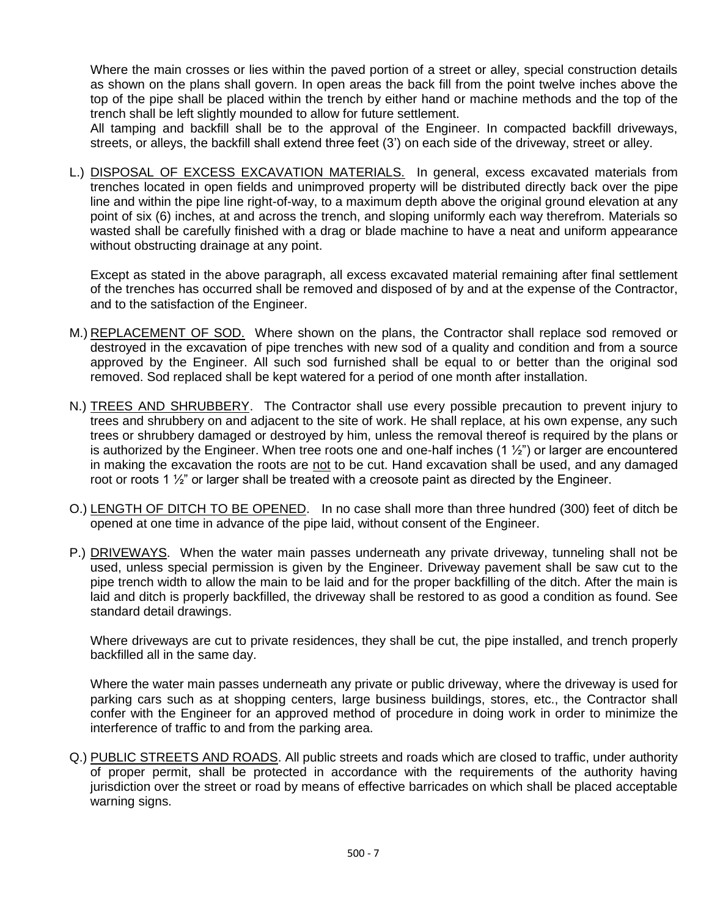Where the main crosses or lies within the paved portion of a street or alley, special construction details as shown on the plans shall govern. In open areas the back fill from the point twelve inches above the top of the pipe shall be placed within the trench by either hand or machine methods and the top of the trench shall be left slightly mounded to allow for future settlement.
All tamping and backfill shall be to the approval of the Engineer. In compacted backfill driveways, streets, or alleys, the backfill shall extend three feet (3') on each side of the driveway, street or alley.

L.) DISPOSAL OF EXCESS EXCAVATION MATERIALS. In general, excess excavated materials from trenches located in open fields and unimproved property will be distributed directly back over the pipe line and within the pipe line right-of-way, to a maximum depth above the original ground elevation at any point of six (6) inches, at and across the trench, and sloping uniformly each way therefrom. Materials so wasted shall be carefully finished with a drag or blade machine to have a neat and uniform appearance without obstructing drainage at any point.

Except as stated in the above paragraph, all excess excavated material remaining after final settlement of the trenches has occurred shall be removed and disposed of by and at the expense of the Contractor, and to the satisfaction of the Engineer.

M.) REPLACEMENT OF SOD. Where shown on the plans, the Contractor shall replace sod removed or destroyed in the excavation of pipe trenches with new sod of a quality and condition and from a source approved by the Engineer. All such sod furnished shall be equal to or better than the original sod removed. Sod replaced shall be kept watered for a period of one month after installation.

N.) TREES AND SHRUBBERY. The Contractor shall use every possible precaution to prevent injury to trees and shrubbery on and adjacent to the site of work. He shall replace, at his own expense, any such trees or shrubbery damaged or destroyed by him, unless the removal thereof is required by the plans or is authorized by the Engineer. When tree roots one and one-half inches (1 ½") or larger are encountered in making the excavation the roots are not to be cut. Hand excavation shall be used, and any damaged root or roots 1 ½" or larger shall be treated with a creosote paint as directed by the Engineer.

O.) LENGTH OF DITCH TO BE OPENED. In no case shall more than three hundred (300) feet of ditch be opened at one time in advance of the pipe laid, without consent of the Engineer.

P.) DRIVEWAYS. When the water main passes underneath any private driveway, tunneling shall not be used, unless special permission is given by the Engineer. Driveway pavement shall be saw cut to the pipe trench width to allow the main to be laid and for the proper backfilling of the ditch. After the main is laid and ditch is properly backfilled, the driveway shall be restored to as good a condition as found. See standard detail drawings.

Where driveways are cut to private residences, they shall be cut, the pipe installed, and trench properly backfilled all in the same day.

Where the water main passes underneath any private or public driveway, where the driveway is used for parking cars such as at shopping centers, large business buildings, stores, etc., the Contractor shall confer with the Engineer for an approved method of procedure in doing work in order to minimize the interference of traffic to and from the parking area.

Q.) PUBLIC STREETS AND ROADS. All public streets and roads which are closed to traffic, under authority of proper permit, shall be protected in accordance with the requirements of the authority having jurisdiction over the street or road by means of effective barricades on which shall be placed acceptable warning signs.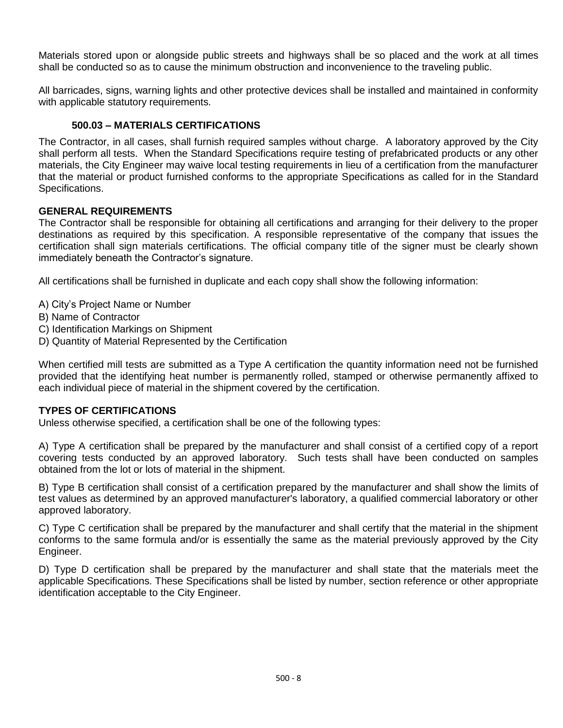Materials stored upon or alongside public streets and highways shall be so placed and the work at all times shall be conducted so as to cause the minimum obstruction and inconvenience to the traveling public.

All barricades, signs, warning lights and other protective devices shall be installed and maintained in conformity with applicable statutory requirements.

### 500.03 – MATERIALS CERTIFICATIONS

The Contractor, in all cases, shall furnish required samples without charge. A laboratory approved by the City shall perform all tests. When the Standard Specifications require testing of prefabricated products or any other materials, the City Engineer may waive local testing requirements in lieu of a certification from the manufacturer that the material or product furnished conforms to the appropriate Specifications as called for in the Standard Specifications.

#### GENERAL REQUIREMENTS

The Contractor shall be responsible for obtaining all certifications and arranging for their delivery to the proper destinations as required by this specification. A responsible representative of the company that issues the certification shall sign materials certifications. The official company title of the signer must be clearly shown immediately beneath the Contractor's signature.

All certifications shall be furnished in duplicate and each copy shall show the following information:

A) City's Project Name or Number
B) Name of Contractor
C) Identification Markings on Shipment
D) Quantity of Material Represented by the Certification

When certified mill tests are submitted as a Type A certification the quantity information need not be furnished provided that the identifying heat number is permanently rolled, stamped or otherwise permanently affixed to each individual piece of material in the shipment covered by the certification.

#### TYPES OF CERTIFICATIONS

Unless otherwise specified, a certification shall be one of the following types:

A) Type A certification shall be prepared by the manufacturer and shall consist of a certified copy of a report covering tests conducted by an approved laboratory. Such tests shall have been conducted on samples obtained from the lot or lots of material in the shipment.

B) Type B certification shall consist of a certification prepared by the manufacturer and shall show the limits of test values as determined by an approved manufacturer's laboratory, a qualified commercial laboratory or other approved laboratory.

C) Type C certification shall be prepared by the manufacturer and shall certify that the material in the shipment conforms to the same formula and/or is essentially the same as the material previously approved by the City Engineer.

D) Type D certification shall be prepared by the manufacturer and shall state that the materials meet the applicable Specifications. These Specifications shall be listed by number, section reference or other appropriate identification acceptable to the City Engineer.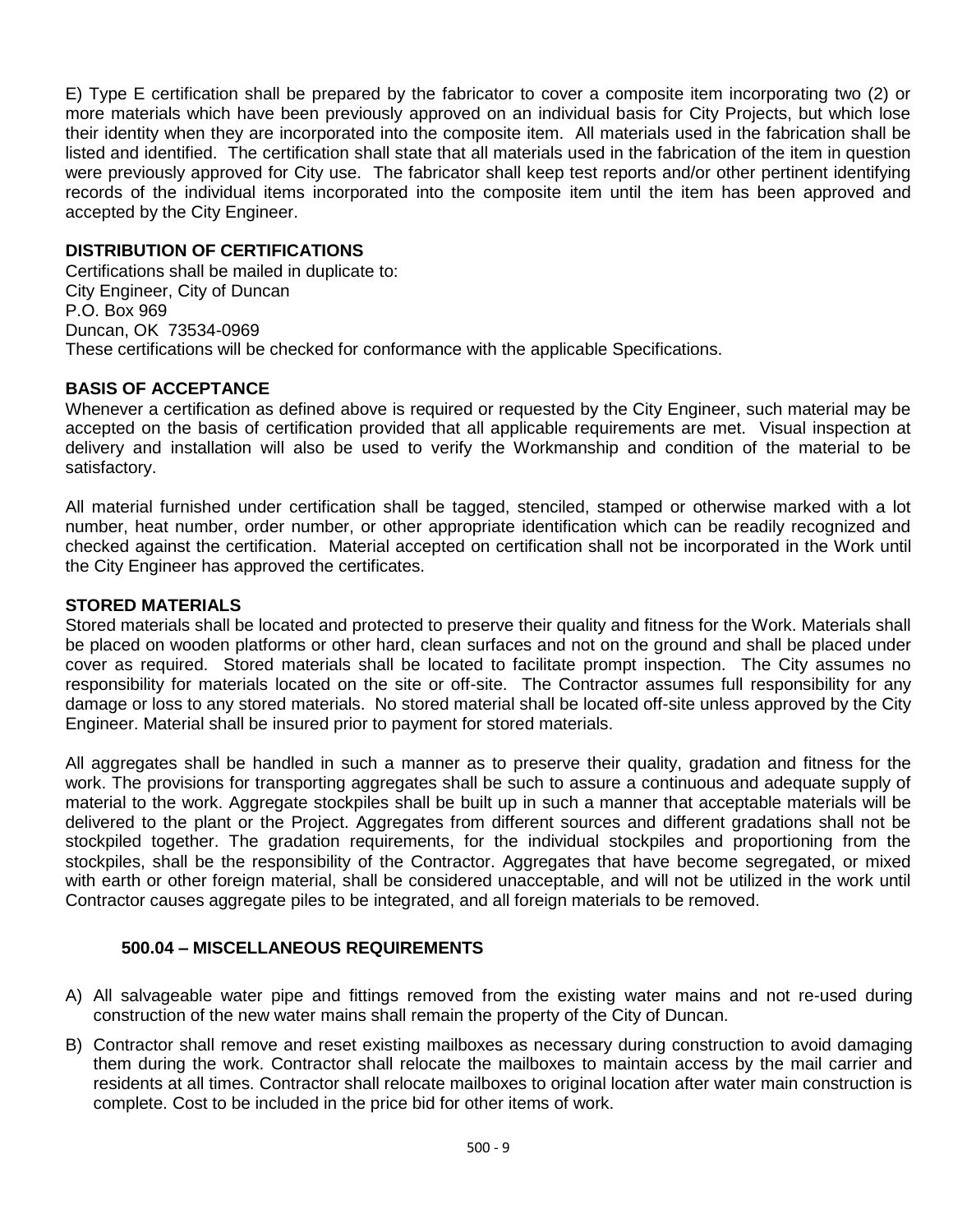E) Type E certification shall be prepared by the fabricator to cover a composite item incorporating two (2) or more materials which have been previously approved on an individual basis for City Projects, but which lose their identity when they are incorporated into the composite item. All materials used in the fabrication shall be listed and identified. The certification shall state that all materials used in the fabrication of the item in question were previously approved for City use. The fabricator shall keep test reports and/or other pertinent identifying records of the individual items incorporated into the composite item until the item has been approved and accepted by the City Engineer.

**DISTRIBUTION OF CERTIFICATIONS**

Certifications shall be mailed in duplicate to:
City Engineer, City of Duncan
P.O. Box 969
Duncan, OK 73534-0969
These certifications will be checked for conformance with the applicable Specifications.

**BASIS OF ACCEPTANCE**

Whenever a certification as defined above is required or requested by the City Engineer, such material may be accepted on the basis of certification provided that all applicable requirements are met. Visual inspection at delivery and installation will also be used to verify the Workmanship and condition of the material to be satisfactory.

All material furnished under certification shall be tagged, stenciled, stamped or otherwise marked with a lot number, heat number, order number, or other appropriate identification which can be readily recognized and checked against the certification. Material accepted on certification shall not be incorporated in the Work until the City Engineer has approved the certificates.

**STORED MATERIALS**

Stored materials shall be located and protected to preserve their quality and fitness for the Work. Materials shall be placed on wooden platforms or other hard, clean surfaces and not on the ground and shall be placed under cover as required. Stored materials shall be located to facilitate prompt inspection. The City assumes no responsibility for materials located on the site or off-site. The Contractor assumes full responsibility for any damage or loss to any stored materials. No stored material shall be located off-site unless approved by the City Engineer. Material shall be insured prior to payment for stored materials.

All aggregates shall be handled in such a manner as to preserve their quality, gradation and fitness for the work. The provisions for transporting aggregates shall be such to assure a continuous and adequate supply of material to the work. Aggregate stockpiles shall be built up in such a manner that acceptable materials will be delivered to the plant or the Project. Aggregates from different sources and different gradations shall not be stockpiled together. The gradation requirements, for the individual stockpiles and proportioning from the stockpiles, shall be the responsibility of the Contractor. Aggregates that have become segregated, or mixed with earth or other foreign material, shall be considered unacceptable, and will not be utilized in the work until Contractor causes aggregate piles to be integrated, and all foreign materials to be removed.

### 500.04 – MISCELLANEOUS REQUIREMENTS

A) All salvageable water pipe and fittings removed from the existing water mains and not re-used during construction of the new water mains shall remain the property of the City of Duncan.

B) Contractor shall remove and reset existing mailboxes as necessary during construction to avoid damaging them during the work. Contractor shall relocate the mailboxes to maintain access by the mail carrier and residents at all times. Contractor shall relocate mailboxes to original location after water main construction is complete. Cost to be included in the price bid for other items of work.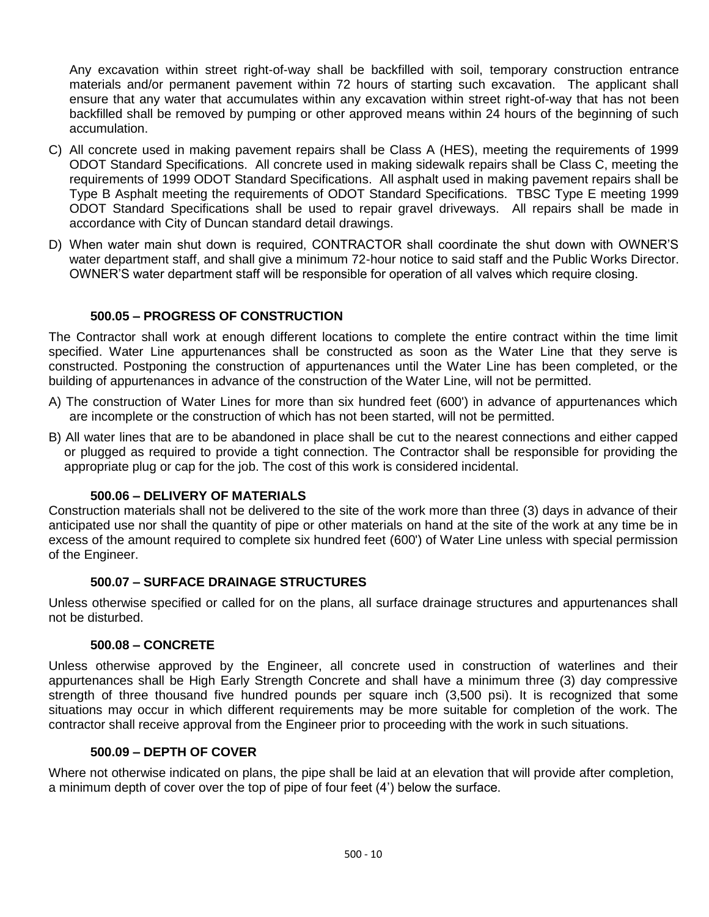Any excavation within street right-of-way shall be backfilled with soil, temporary construction entrance materials and/or permanent pavement within 72 hours of starting such excavation. The applicant shall ensure that any water that accumulates within any excavation within street right-of-way that has not been backfilled shall be removed by pumping or other approved means within 24 hours of the beginning of such accumulation.

C) All concrete used in making pavement repairs shall be Class A (HES), meeting the requirements of 1999 ODOT Standard Specifications. All concrete used in making sidewalk repairs shall be Class C, meeting the requirements of 1999 ODOT Standard Specifications. All asphalt used in making pavement repairs shall be Type B Asphalt meeting the requirements of ODOT Standard Specifications. TBSC Type E meeting 1999 ODOT Standard Specifications shall be used to repair gravel driveways. All repairs shall be made in accordance with City of Duncan standard detail drawings.

D) When water main shut down is required, CONTRACTOR shall coordinate the shut down with OWNER'S water department staff, and shall give a minimum 72-hour notice to said staff and the Public Works Director. OWNER'S water department staff will be responsible for operation of all valves which require closing.

### 500.05 – PROGRESS OF CONSTRUCTION

The Contractor shall work at enough different locations to complete the entire contract within the time limit specified. Water Line appurtenances shall be constructed as soon as the Water Line that they serve is constructed. Postponing the construction of appurtenances until the Water Line has been completed, or the building of appurtenances in advance of the construction of the Water Line, will not be permitted.

A) The construction of Water Lines for more than six hundred feet (600') in advance of appurtenances which are incomplete or the construction of which has not been started, will not be permitted.

B) All water lines that are to be abandoned in place shall be cut to the nearest connections and either capped or plugged as required to provide a tight connection. The Contractor shall be responsible for providing the appropriate plug or cap for the job. The cost of this work is considered incidental.

### 500.06 – DELIVERY OF MATERIALS

Construction materials shall not be delivered to the site of the work more than three (3) days in advance of their anticipated use nor shall the quantity of pipe or other materials on hand at the site of the work at any time be in excess of the amount required to complete six hundred feet (600') of Water Line unless with special permission of the Engineer.

### 500.07 – SURFACE DRAINAGE STRUCTURES

Unless otherwise specified or called for on the plans, all surface drainage structures and appurtenances shall not be disturbed.

### 500.08 – CONCRETE

Unless otherwise approved by the Engineer, all concrete used in construction of waterlines and their appurtenances shall be High Early Strength Concrete and shall have a minimum three (3) day compressive strength of three thousand five hundred pounds per square inch (3,500 psi). It is recognized that some situations may occur in which different requirements may be more suitable for completion of the work. The contractor shall receive approval from the Engineer prior to proceeding with the work in such situations.

### 500.09 – DEPTH OF COVER

Where not otherwise indicated on plans, the pipe shall be laid at an elevation that will provide after completion, a minimum depth of cover over the top of pipe of four feet (4') below the surface.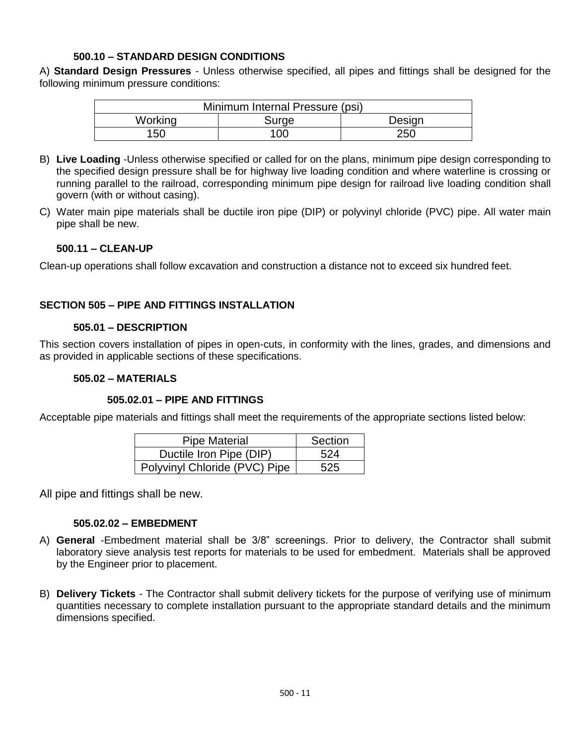### 500.10 – STANDARD DESIGN CONDITIONS

A) **Standard Design Pressures** - Unless otherwise specified, all pipes and fittings shall be designed for the following minimum pressure conditions:

| Minimum Internal Pressure (psi) | | |
|---|---|---|
| Working | Surge | Design |
| 150 | 100 | 250 |

B) **Live Loading** -Unless otherwise specified or called for on the plans, minimum pipe design corresponding to the specified design pressure shall be for highway live loading condition and where waterline is crossing or running parallel to the railroad, corresponding minimum pipe design for railroad live loading condition shall govern (with or without casing).

C) Water main pipe materials shall be ductile iron pipe (DIP) or polyvinyl chloride (PVC) pipe. All water main pipe shall be new.

### 500.11 – CLEAN-UP

Clean-up operations shall follow excavation and construction a distance not to exceed six hundred feet.

## SECTION 505 – PIPE AND FITTINGS INSTALLATION

### 505.01 – DESCRIPTION

This section covers installation of pipes in open-cuts, in conformity with the lines, grades, and dimensions and as provided in applicable sections of these specifications.

### 505.02 – MATERIALS

#### 505.02.01 – PIPE AND FITTINGS

Acceptable pipe materials and fittings shall meet the requirements of the appropriate sections listed below:

| Pipe Material | Section |
|---|---|
| Ductile Iron Pipe (DIP) | 524 |
| Polyvinyl Chloride (PVC) Pipe | 525 |

All pipe and fittings shall be new.

### 505.02.02 – EMBEDMENT

A) **General** -Embedment material shall be 3/8" screenings. Prior to delivery, the Contractor shall submit laboratory sieve analysis test reports for materials to be used for embedment. Materials shall be approved by the Engineer prior to placement.

B) **Delivery Tickets** - The Contractor shall submit delivery tickets for the purpose of verifying use of minimum quantities necessary to complete installation pursuant to the appropriate standard details and the minimum dimensions specified.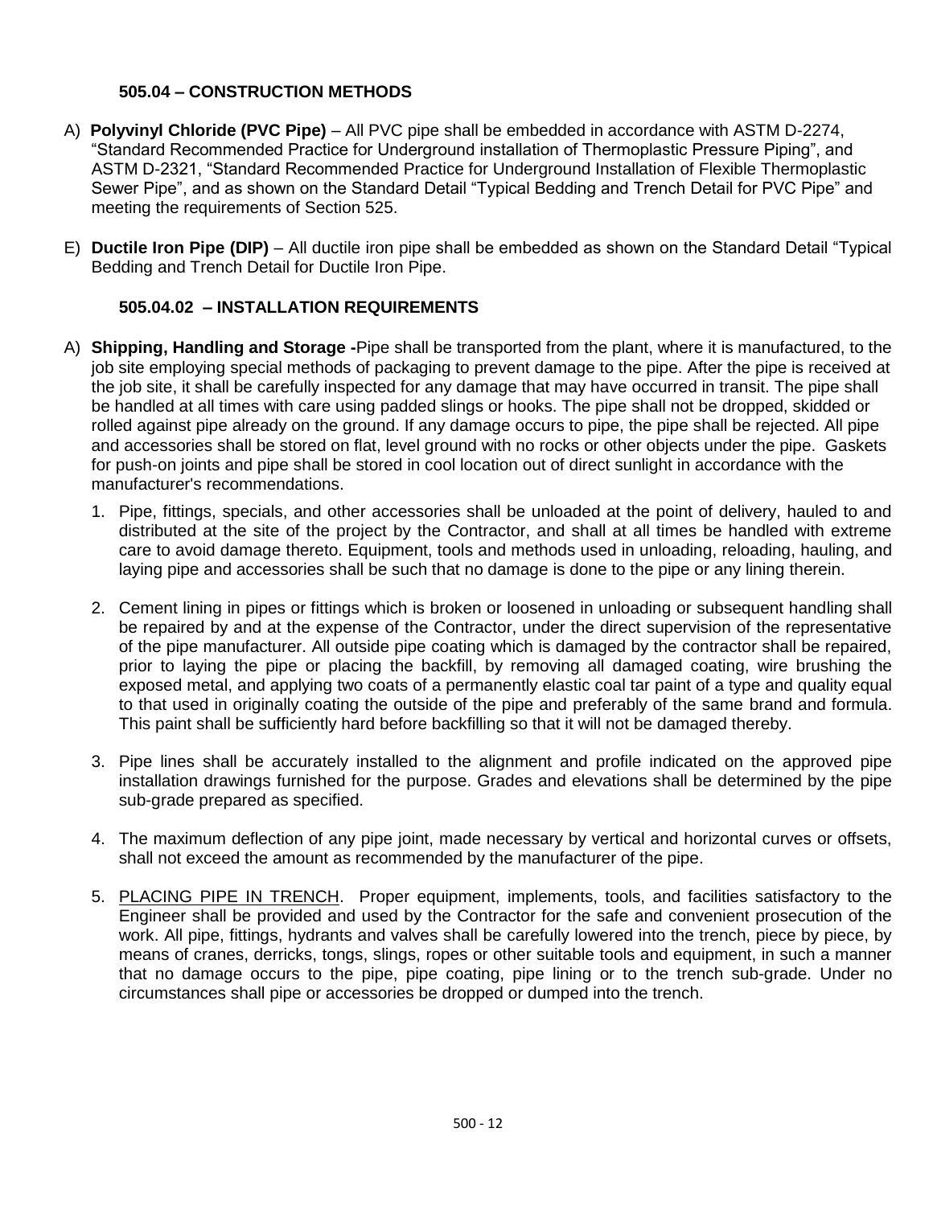### 505.04 – CONSTRUCTION METHODS

A) **Polyvinyl Chloride (PVC Pipe)** – All PVC pipe shall be embedded in accordance with ASTM D-2274, "Standard Recommended Practice for Underground installation of Thermoplastic Pressure Piping", and ASTM D-2321, "Standard Recommended Practice for Underground Installation of Flexible Thermoplastic Sewer Pipe", and as shown on the Standard Detail "Typical Bedding and Trench Detail for PVC Pipe" and meeting the requirements of Section 525.

E) **Ductile Iron Pipe (DIP)** – All ductile iron pipe shall be embedded as shown on the Standard Detail "Typical Bedding and Trench Detail for Ductile Iron Pipe.

### 505.04.02 – INSTALLATION REQUIREMENTS

A) **Shipping, Handling and Storage -**Pipe shall be transported from the plant, where it is manufactured, to the job site employing special methods of packaging to prevent damage to the pipe. After the pipe is received at the job site, it shall be carefully inspected for any damage that may have occurred in transit. The pipe shall be handled at all times with care using padded slings or hooks. The pipe shall not be dropped, skidded or rolled against pipe already on the ground. If any damage occurs to pipe, the pipe shall be rejected. All pipe and accessories shall be stored on flat, level ground with no rocks or other objects under the pipe. Gaskets for push-on joints and pipe shall be stored in cool location out of direct sunlight in accordance with the manufacturer's recommendations.

1. Pipe, fittings, specials, and other accessories shall be unloaded at the point of delivery, hauled to and distributed at the site of the project by the Contractor, and shall at all times be handled with extreme care to avoid damage thereto. Equipment, tools and methods used in unloading, reloading, hauling, and laying pipe and accessories shall be such that no damage is done to the pipe or any lining therein.

2. Cement lining in pipes or fittings which is broken or loosened in unloading or subsequent handling shall be repaired by and at the expense of the Contractor, under the direct supervision of the representative of the pipe manufacturer. All outside pipe coating which is damaged by the contractor shall be repaired, prior to laying the pipe or placing the backfill, by removing all damaged coating, wire brushing the exposed metal, and applying two coats of a permanently elastic coal tar paint of a type and quality equal to that used in originally coating the outside of the pipe and preferably of the same brand and formula. This paint shall be sufficiently hard before backfilling so that it will not be damaged thereby.

3. Pipe lines shall be accurately installed to the alignment and profile indicated on the approved pipe installation drawings furnished for the purpose. Grades and elevations shall be determined by the pipe sub-grade prepared as specified.

4. The maximum deflection of any pipe joint, made necessary by vertical and horizontal curves or offsets, shall not exceed the amount as recommended by the manufacturer of the pipe.

5. <u>PLACING PIPE IN TRENCH</u>. Proper equipment, implements, tools, and facilities satisfactory to the Engineer shall be provided and used by the Contractor for the safe and convenient prosecution of the work. All pipe, fittings, hydrants and valves shall be carefully lowered into the trench, piece by piece, by means of cranes, derricks, tongs, slings, ropes or other suitable tools and equipment, in such a manner that no damage occurs to the pipe, pipe coating, pipe lining or to the trench sub-grade. Under no circumstances shall pipe or accessories be dropped or dumped into the trench.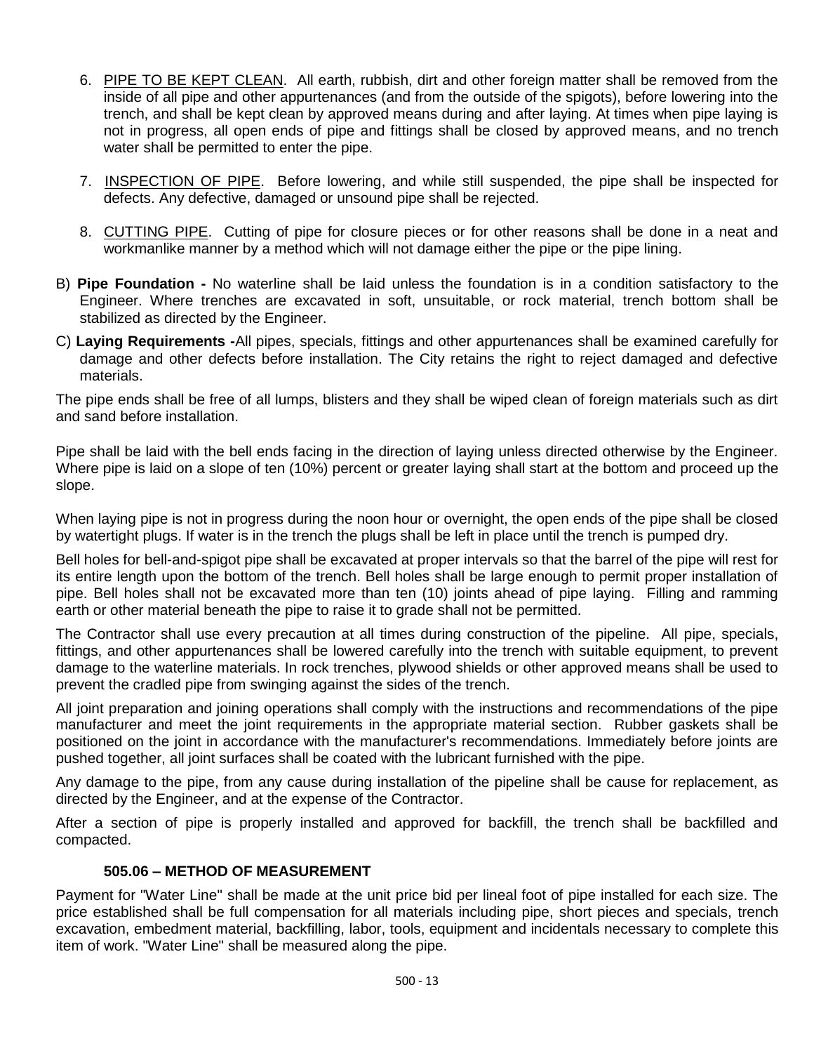6. <u>PIPE TO BE KEPT CLEAN</u>. All earth, rubbish, dirt and other foreign matter shall be removed from the inside of all pipe and other appurtenances (and from the outside of the spigots), before lowering into the trench, and shall be kept clean by approved means during and after laying. At times when pipe laying is not in progress, all open ends of pipe and fittings shall be closed by approved means, and no trench water shall be permitted to enter the pipe.

7. <u>INSPECTION OF PIPE</u>. Before lowering, and while still suspended, the pipe shall be inspected for defects. Any defective, damaged or unsound pipe shall be rejected.

8. <u>CUTTING PIPE</u>. Cutting of pipe for closure pieces or for other reasons shall be done in a neat and workmanlike manner by a method which will not damage either the pipe or the pipe lining.

B) **Pipe Foundation -** No waterline shall be laid unless the foundation is in a condition satisfactory to the Engineer. Where trenches are excavated in soft, unsuitable, or rock material, trench bottom shall be stabilized as directed by the Engineer.

C) **Laying Requirements -**All pipes, specials, fittings and other appurtenances shall be examined carefully for damage and other defects before installation. The City retains the right to reject damaged and defective materials.

The pipe ends shall be free of all lumps, blisters and they shall be wiped clean of foreign materials such as dirt and sand before installation.

Pipe shall be laid with the bell ends facing in the direction of laying unless directed otherwise by the Engineer. Where pipe is laid on a slope of ten (10%) percent or greater laying shall start at the bottom and proceed up the slope.

When laying pipe is not in progress during the noon hour or overnight, the open ends of the pipe shall be closed by watertight plugs. If water is in the trench the plugs shall be left in place until the trench is pumped dry.

Bell holes for bell-and-spigot pipe shall be excavated at proper intervals so that the barrel of the pipe will rest for its entire length upon the bottom of the trench. Bell holes shall be large enough to permit proper installation of pipe. Bell holes shall not be excavated more than ten (10) joints ahead of pipe laying. Filling and ramming earth or other material beneath the pipe to raise it to grade shall not be permitted.

The Contractor shall use every precaution at all times during construction of the pipeline. All pipe, specials, fittings, and other appurtenances shall be lowered carefully into the trench with suitable equipment, to prevent damage to the waterline materials. In rock trenches, plywood shields or other approved means shall be used to prevent the cradled pipe from swinging against the sides of the trench.

All joint preparation and joining operations shall comply with the instructions and recommendations of the pipe manufacturer and meet the joint requirements in the appropriate material section. Rubber gaskets shall be positioned on the joint in accordance with the manufacturer's recommendations. Immediately before joints are pushed together, all joint surfaces shall be coated with the lubricant furnished with the pipe.

Any damage to the pipe, from any cause during installation of the pipeline shall be cause for replacement, as directed by the Engineer, and at the expense of the Contractor.

After a section of pipe is properly installed and approved for backfill, the trench shall be backfilled and compacted.

### 505.06 – METHOD OF MEASUREMENT

Payment for "Water Line" shall be made at the unit price bid per lineal foot of pipe installed for each size. The price established shall be full compensation for all materials including pipe, short pieces and specials, trench excavation, embedment material, backfilling, labor, tools, equipment and incidentals necessary to complete this item of work. "Water Line" shall be measured along the pipe.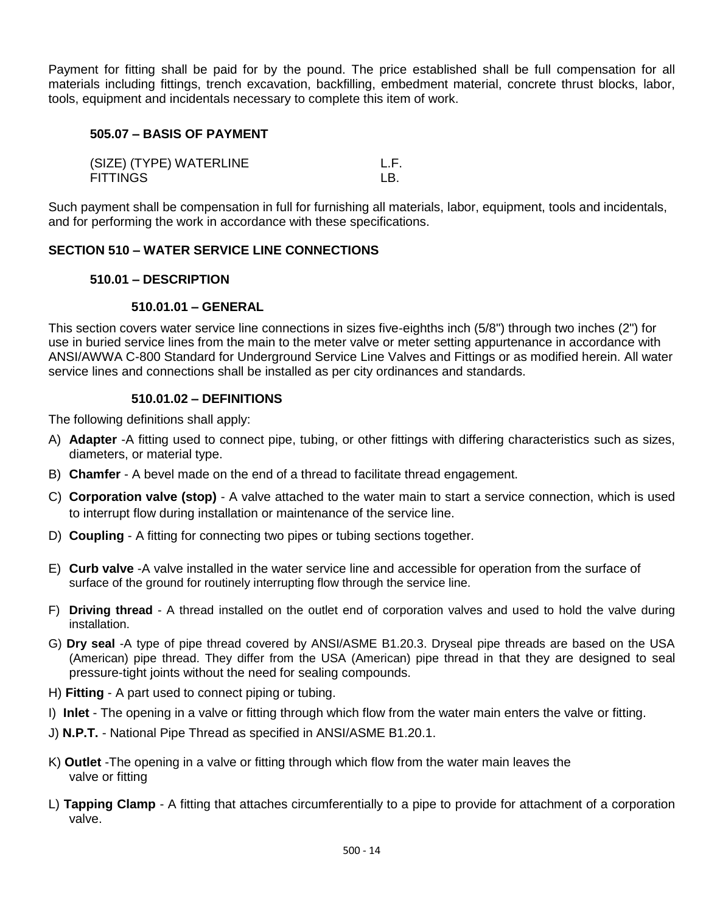Payment for fitting shall be paid for by the pound. The price established shall be full compensation for all materials including fittings, trench excavation, backfilling, embedment material, concrete thrust blocks, labor, tools, equipment and incidentals necessary to complete this item of work.

### 505.07 – BASIS OF PAYMENT

| | |
|---|---|
| (SIZE) (TYPE) WATERLINE | L.F. |
| FITTINGS | LB. |

Such payment shall be compensation in full for furnishing all materials, labor, equipment, tools and incidentals, and for performing the work in accordance with these specifications.

## SECTION 510 – WATER SERVICE LINE CONNECTIONS

### 510.01 – DESCRIPTION

#### 510.01.01 – GENERAL

This section covers water service line connections in sizes five-eighths inch (5/8") through two inches (2") for use in buried service lines from the main to the meter valve or meter setting appurtenance in accordance with ANSI/AWWA C-800 Standard for Underground Service Line Valves and Fittings or as modified herein. All water service lines and connections shall be installed as per city ordinances and standards.

#### 510.01.02 – DEFINITIONS

The following definitions shall apply:

A) **Adapter** -A fitting used to connect pipe, tubing, or other fittings with differing characteristics such as sizes, diameters, or material type.

B) **Chamfer** - A bevel made on the end of a thread to facilitate thread engagement.

C) **Corporation valve (stop)** - A valve attached to the water main to start a service connection, which is used to interrupt flow during installation or maintenance of the service line.

D) **Coupling** - A fitting for connecting two pipes or tubing sections together.

E) **Curb valve** -A valve installed in the water service line and accessible for operation from the surface of surface of the ground for routinely interrupting flow through the service line.

F) **Driving thread** - A thread installed on the outlet end of corporation valves and used to hold the valve during installation.

G) **Dry seal** -A type of pipe thread covered by ANSI/ASME B1.20.3. Dryseal pipe threads are based on the USA (American) pipe thread. They differ from the USA (American) pipe thread in that they are designed to seal pressure-tight joints without the need for sealing compounds.

H) **Fitting** - A part used to connect piping or tubing.

I) **Inlet** - The opening in a valve or fitting through which flow from the water main enters the valve or fitting.

J) **N.P.T.** - National Pipe Thread as specified in ANSI/ASME B1.20.1.

K) **Outlet** -The opening in a valve or fitting through which flow from the water main leaves the valve or fitting

L) **Tapping Clamp** - A fitting that attaches circumferentially to a pipe to provide for attachment of a corporation valve.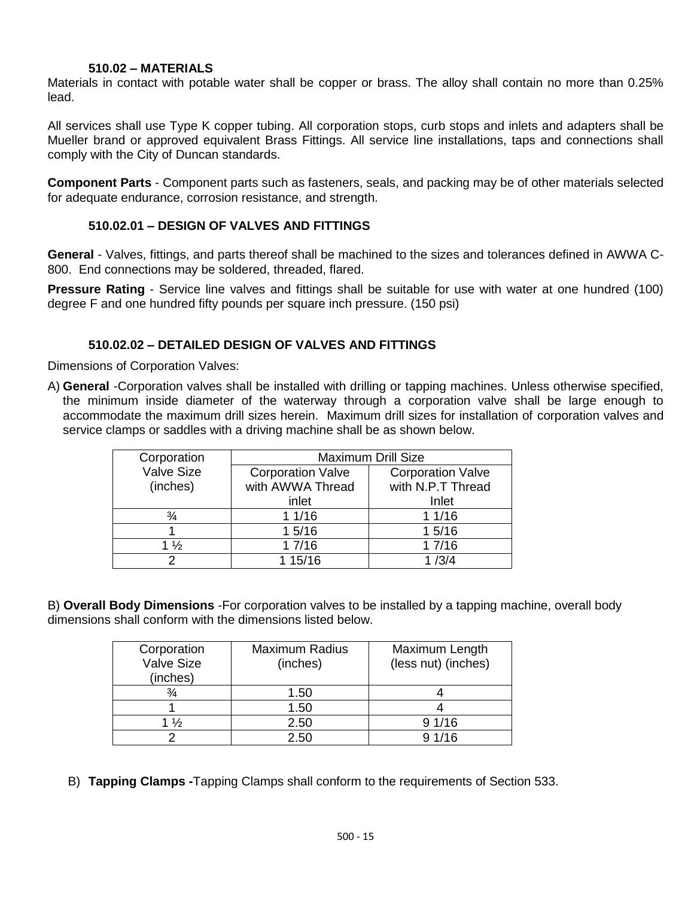### 510.02 – MATERIALS

Materials in contact with potable water shall be copper or brass. The alloy shall contain no more than 0.25% lead.

All services shall use Type K copper tubing. All corporation stops, curb stops and inlets and adapters shall be Mueller brand or approved equivalent Brass Fittings. All service line installations, taps and connections shall comply with the City of Duncan standards.

**Component Parts** - Component parts such as fasteners, seals, and packing may be of other materials selected for adequate endurance, corrosion resistance, and strength.

### 510.02.01 – DESIGN OF VALVES AND FITTINGS

**General** - Valves, fittings, and parts thereof shall be machined to the sizes and tolerances defined in AWWA C-800. End connections may be soldered, threaded, flared.

**Pressure Rating** - Service line valves and fittings shall be suitable for use with water at one hundred (100) degree F and one hundred fifty pounds per square inch pressure. (150 psi)

### 510.02.02 – DETAILED DESIGN OF VALVES AND FITTINGS

Dimensions of Corporation Valves:

A) **General** -Corporation valves shall be installed with drilling or tapping machines. Unless otherwise specified, the minimum inside diameter of the waterway through a corporation valve shall be large enough to accommodate the maximum drill sizes herein. Maximum drill sizes for installation of corporation valves and service clamps or saddles with a driving machine shall be as shown below.

| Corporation Valve Size (inches) | Maximum Drill Size | |
|---|---|---|
| | Corporation Valve with AWWA Thread inlet | Corporation Valve with N.P.T Thread Inlet |
| ¾ | 1 1/16 | 1 1/16 |
| 1 | 1 5/16 | 1 5/16 |
| 1 ½ | 1 7/16 | 1 7/16 |
| 2 | 1 15/16 | 1 /3/4 |

B) **Overall Body Dimensions** -For corporation valves to be installed by a tapping machine, overall body dimensions shall conform with the dimensions listed below.

| Corporation Valve Size (inches) | Maximum Radius (inches) | Maximum Length (less nut) (inches) |
|---|---|---|
| ¾ | 1.50 | 4 |
| 1 | 1.50 | 4 |
| 1 ½ | 2.50 | 9 1/16 |
| 2 | 2.50 | 9 1/16 |

B) **Tapping Clamps -**Tapping Clamps shall conform to the requirements of Section 533.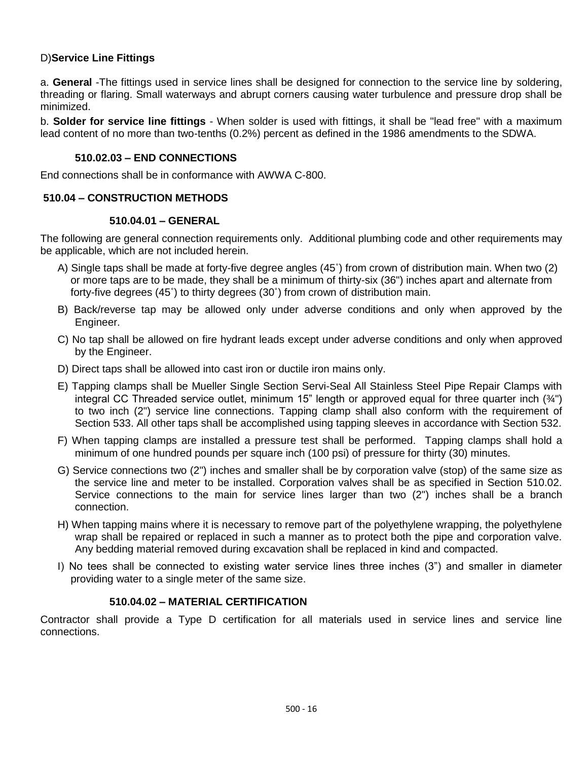D)**Service Line Fittings**

a. **General** -The fittings used in service lines shall be designed for connection to the service line by soldering, threading or flaring. Small waterways and abrupt corners causing water turbulence and pressure drop shall be minimized.

b. **Solder for service line fittings** - When solder is used with fittings, it shall be "lead free" with a maximum lead content of no more than two-tenths (0.2%) percent as defined in the 1986 amendments to the SDWA.

#### 510.02.03 – END CONNECTIONS

End connections shall be in conformance with AWWA C-800.

### 510.04 – CONSTRUCTION METHODS

#### 510.04.01 – GENERAL

The following are general connection requirements only. Additional plumbing code and other requirements may be applicable, which are not included herein.

A) Single taps shall be made at forty-five degree angles (45˚) from crown of distribution main. When two (2) or more taps are to be made, they shall be a minimum of thirty-six (36") inches apart and alternate from forty-five degrees (45˚) to thirty degrees (30˚) from crown of distribution main.

B) Back/reverse tap may be allowed only under adverse conditions and only when approved by the Engineer.

C) No tap shall be allowed on fire hydrant leads except under adverse conditions and only when approved by the Engineer.

D) Direct taps shall be allowed into cast iron or ductile iron mains only.

E) Tapping clamps shall be Mueller Single Section Servi-Seal All Stainless Steel Pipe Repair Clamps with integral CC Threaded service outlet, minimum 15" length or approved equal for three quarter inch (¾") to two inch (2") service line connections. Tapping clamp shall also conform with the requirement of Section 533. All other taps shall be accomplished using tapping sleeves in accordance with Section 532.

F) When tapping clamps are installed a pressure test shall be performed. Tapping clamps shall hold a minimum of one hundred pounds per square inch (100 psi) of pressure for thirty (30) minutes.

G) Service connections two (2") inches and smaller shall be by corporation valve (stop) of the same size as the service line and meter to be installed. Corporation valves shall be as specified in Section 510.02. Service connections to the main for service lines larger than two (2") inches shall be a branch connection.

H) When tapping mains where it is necessary to remove part of the polyethylene wrapping, the polyethylene wrap shall be repaired or replaced in such a manner as to protect both the pipe and corporation valve. Any bedding material removed during excavation shall be replaced in kind and compacted.

I) No tees shall be connected to existing water service lines three inches (3") and smaller in diameter providing water to a single meter of the same size.

#### 510.04.02 – MATERIAL CERTIFICATION

Contractor shall provide a Type D certification for all materials used in service lines and service line connections.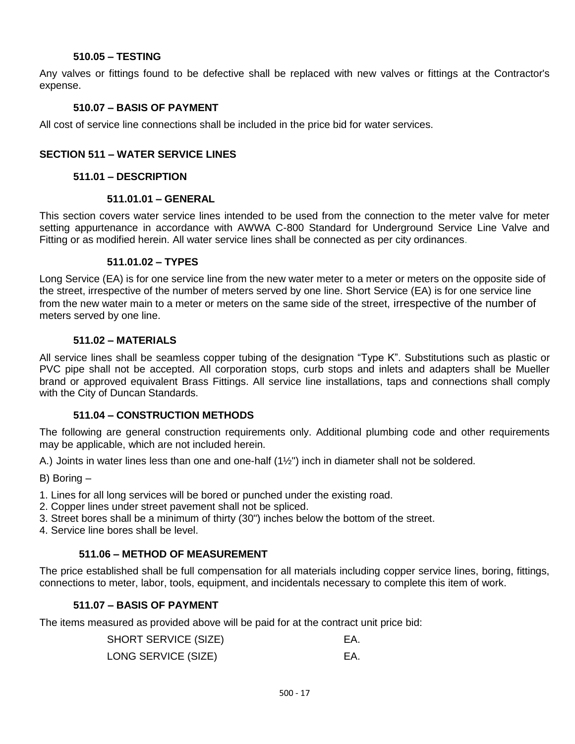### 510.05 – TESTING

Any valves or fittings found to be defective shall be replaced with new valves or fittings at the Contractor's expense.

### 510.07 – BASIS OF PAYMENT

All cost of service line connections shall be included in the price bid for water services.

## SECTION 511 – WATER SERVICE LINES

### 511.01 – DESCRIPTION

#### 511.01.01 – GENERAL

This section covers water service lines intended to be used from the connection to the meter valve for meter setting appurtenance in accordance with AWWA C-800 Standard for Underground Service Line Valve and Fitting or as modified herein. All water service lines shall be connected as per city ordinances.

#### 511.01.02 – TYPES

Long Service (EA) is for one service line from the new water meter to a meter or meters on the opposite side of the street, irrespective of the number of meters served by one line. Short Service (EA) is for one service line from the new water main to a meter or meters on the same side of the street, irrespective of the number of meters served by one line.

### 511.02 – MATERIALS

All service lines shall be seamless copper tubing of the designation “Type K”. Substitutions such as plastic or PVC pipe shall not be accepted. All corporation stops, curb stops and inlets and adapters shall be Mueller brand or approved equivalent Brass Fittings. All service line installations, taps and connections shall comply with the City of Duncan Standards.

### 511.04 – CONSTRUCTION METHODS

The following are general construction requirements only. Additional plumbing code and other requirements may be applicable, which are not included herein.

A.) Joints in water lines less than one and one-half (1½") inch in diameter shall not be soldered.

B) Boring –

1. Lines for all long services will be bored or punched under the existing road.
2. Copper lines under street pavement shall not be spliced.
3. Street bores shall be a minimum of thirty (30") inches below the bottom of the street.
4. Service line bores shall be level.

### 511.06 – METHOD OF MEASUREMENT

The price established shall be full compensation for all materials including copper service lines, boring, fittings, connections to meter, labor, tools, equipment, and incidentals necessary to complete this item of work.

### 511.07 – BASIS OF PAYMENT

The items measured as provided above will be paid for at the contract unit price bid:

| | |
|---|---|
| SHORT SERVICE (SIZE) | EA. |
| LONG SERVICE (SIZE) | EA. |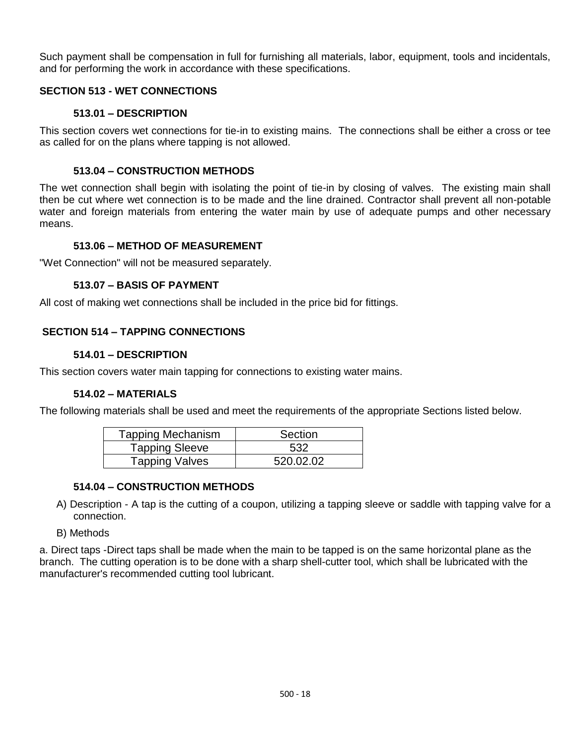Such payment shall be compensation in full for furnishing all materials, labor, equipment, tools and incidentals, and for performing the work in accordance with these specifications.

## SECTION 513 - WET CONNECTIONS

### 513.01 – DESCRIPTION

This section covers wet connections for tie-in to existing mains. The connections shall be either a cross or tee as called for on the plans where tapping is not allowed.

### 513.04 – CONSTRUCTION METHODS

The wet connection shall begin with isolating the point of tie-in by closing of valves. The existing main shall then be cut where wet connection is to be made and the line drained. Contractor shall prevent all non-potable water and foreign materials from entering the water main by use of adequate pumps and other necessary means.

### 513.06 – METHOD OF MEASUREMENT

"Wet Connection" will not be measured separately.

### 513.07 – BASIS OF PAYMENT

All cost of making wet connections shall be included in the price bid for fittings.

## SECTION 514 – TAPPING CONNECTIONS

### 514.01 – DESCRIPTION

This section covers water main tapping for connections to existing water mains.

### 514.02 – MATERIALS

The following materials shall be used and meet the requirements of the appropriate Sections listed below.

| Tapping Mechanism | Section |
|---|---|
| Tapping Sleeve | 532 |
| Tapping Valves | 520.02.02 |

### 514.04 – CONSTRUCTION METHODS

A) Description - A tap is the cutting of a coupon, utilizing a tapping sleeve or saddle with tapping valve for a connection.

B) Methods

a. Direct taps -Direct taps shall be made when the main to be tapped is on the same horizontal plane as the branch. The cutting operation is to be done with a sharp shell-cutter tool, which shall be lubricated with the manufacturer's recommended cutting tool lubricant.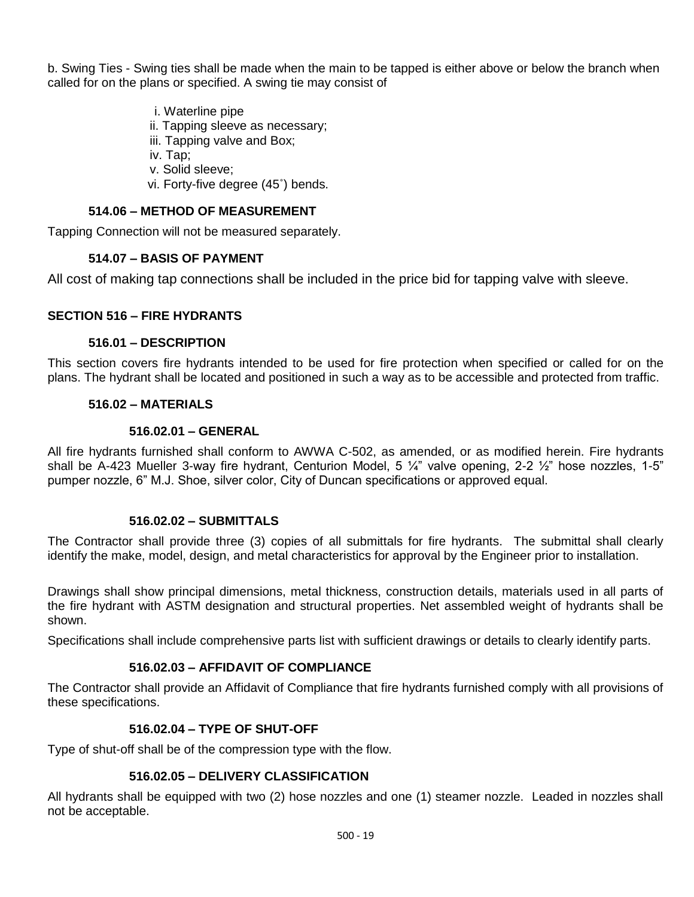b. Swing Ties - Swing ties shall be made when the main to be tapped is either above or below the branch when called for on the plans or specified. A swing tie may consist of

- i. Waterline pipe
- ii. Tapping sleeve as necessary;
- iii. Tapping valve and Box;
- iv. Tap;
- v. Solid sleeve;
- vi. Forty-five degree (45˚) bends.

### 514.06 – METHOD OF MEASUREMENT

Tapping Connection will not be measured separately.

### 514.07 – BASIS OF PAYMENT

All cost of making tap connections shall be included in the price bid for tapping valve with sleeve.

## SECTION 516 – FIRE HYDRANTS

### 516.01 – DESCRIPTION

This section covers fire hydrants intended to be used for fire protection when specified or called for on the plans. The hydrant shall be located and positioned in such a way as to be accessible and protected from traffic.

### 516.02 – MATERIALS

#### 516.02.01 – GENERAL

All fire hydrants furnished shall conform to AWWA C-502, as amended, or as modified herein. Fire hydrants shall be A-423 Mueller 3-way fire hydrant, Centurion Model, 5 ¼" valve opening, 2-2 ½" hose nozzles, 1-5" pumper nozzle, 6" M.J. Shoe, silver color, City of Duncan specifications or approved equal.

#### 516.02.02 – SUBMITTALS

The Contractor shall provide three (3) copies of all submittals for fire hydrants. The submittal shall clearly identify the make, model, design, and metal characteristics for approval by the Engineer prior to installation.

Drawings shall show principal dimensions, metal thickness, construction details, materials used in all parts of the fire hydrant with ASTM designation and structural properties. Net assembled weight of hydrants shall be shown.

Specifications shall include comprehensive parts list with sufficient drawings or details to clearly identify parts.

#### 516.02.03 – AFFIDAVIT OF COMPLIANCE

The Contractor shall provide an Affidavit of Compliance that fire hydrants furnished comply with all provisions of these specifications.

#### 516.02.04 – TYPE OF SHUT-OFF

Type of shut-off shall be of the compression type with the flow.

#### 516.02.05 – DELIVERY CLASSIFICATION

All hydrants shall be equipped with two (2) hose nozzles and one (1) steamer nozzle. Leaded in nozzles shall not be acceptable.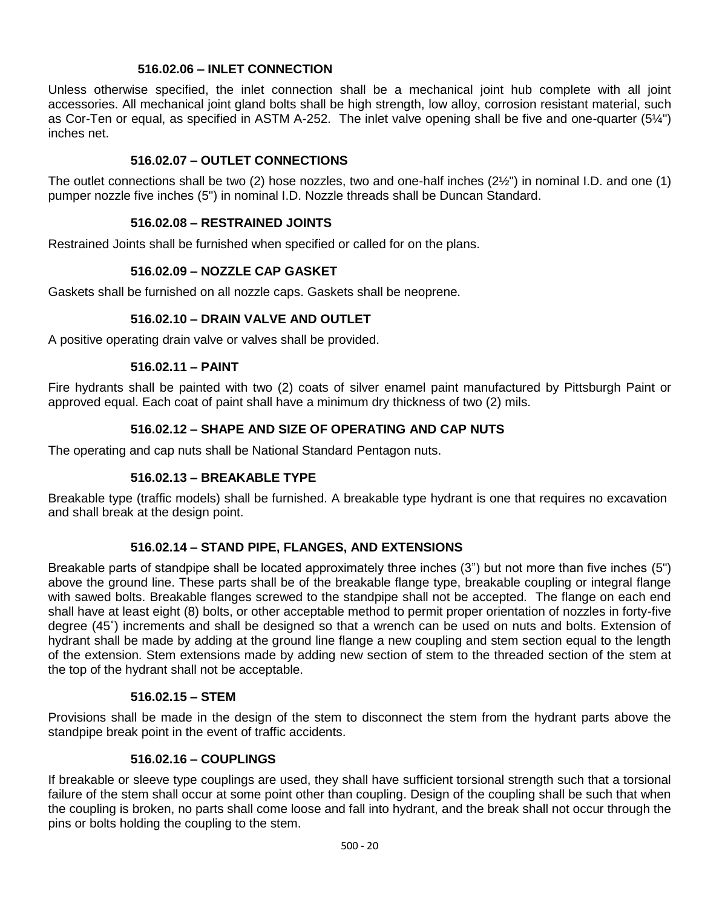### 516.02.06 – INLET CONNECTION

Unless otherwise specified, the inlet connection shall be a mechanical joint hub complete with all joint accessories. All mechanical joint gland bolts shall be high strength, low alloy, corrosion resistant material, such as Cor-Ten or equal, as specified in ASTM A-252. The inlet valve opening shall be five and one-quarter (5¼") inches net.

### 516.02.07 – OUTLET CONNECTIONS

The outlet connections shall be two (2) hose nozzles, two and one-half inches (2½") in nominal I.D. and one (1) pumper nozzle five inches (5") in nominal I.D. Nozzle threads shall be Duncan Standard.

### 516.02.08 – RESTRAINED JOINTS

Restrained Joints shall be furnished when specified or called for on the plans.

### 516.02.09 – NOZZLE CAP GASKET

Gaskets shall be furnished on all nozzle caps. Gaskets shall be neoprene.

### 516.02.10 – DRAIN VALVE AND OUTLET

A positive operating drain valve or valves shall be provided.

### 516.02.11 – PAINT

Fire hydrants shall be painted with two (2) coats of silver enamel paint manufactured by Pittsburgh Paint or approved equal. Each coat of paint shall have a minimum dry thickness of two (2) mils.

### 516.02.12 – SHAPE AND SIZE OF OPERATING AND CAP NUTS

The operating and cap nuts shall be National Standard Pentagon nuts.

### 516.02.13 – BREAKABLE TYPE

Breakable type (traffic models) shall be furnished. A breakable type hydrant is one that requires no excavation and shall break at the design point.

### 516.02.14 – STAND PIPE, FLANGES, AND EXTENSIONS

Breakable parts of standpipe shall be located approximately three inches (3") but not more than five inches (5") above the ground line. These parts shall be of the breakable flange type, breakable coupling or integral flange with sawed bolts. Breakable flanges screwed to the standpipe shall not be accepted. The flange on each end shall have at least eight (8) bolts, or other acceptable method to permit proper orientation of nozzles in forty-five degree (45˚) increments and shall be designed so that a wrench can be used on nuts and bolts. Extension of hydrant shall be made by adding at the ground line flange a new coupling and stem section equal to the length of the extension. Stem extensions made by adding new section of stem to the threaded section of the stem at the top of the hydrant shall not be acceptable.

### 516.02.15 – STEM

Provisions shall be made in the design of the stem to disconnect the stem from the hydrant parts above the standpipe break point in the event of traffic accidents.

### 516.02.16 – COUPLINGS

If breakable or sleeve type couplings are used, they shall have sufficient torsional strength such that a torsional failure of the stem shall occur at some point other than coupling. Design of the coupling shall be such that when the coupling is broken, no parts shall come loose and fall into hydrant, and the break shall not occur through the pins or bolts holding the coupling to the stem.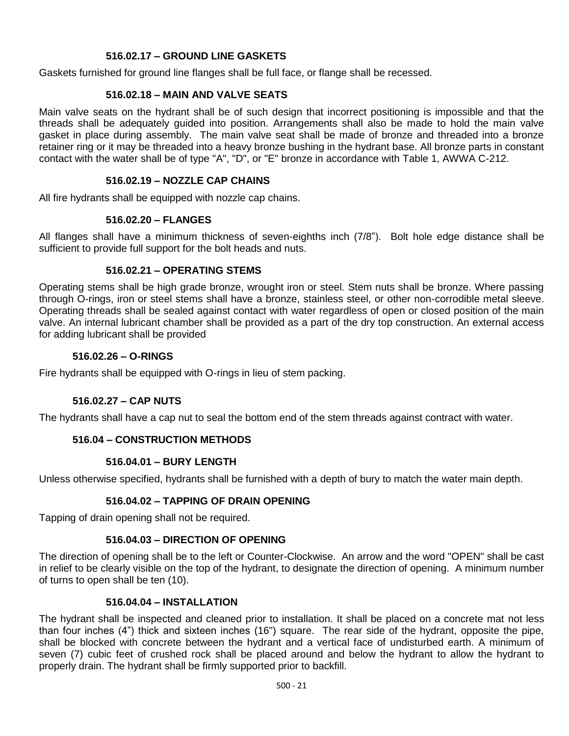### 516.02.17 – GROUND LINE GASKETS

Gaskets furnished for ground line flanges shall be full face, or flange shall be recessed.

### 516.02.18 – MAIN AND VALVE SEATS

Main valve seats on the hydrant shall be of such design that incorrect positioning is impossible and that the threads shall be adequately guided into position. Arrangements shall also be made to hold the main valve gasket in place during assembly. The main valve seat shall be made of bronze and threaded into a bronze retainer ring or it may be threaded into a heavy bronze bushing in the hydrant base. All bronze parts in constant contact with the water shall be of type "A", "D", or "E" bronze in accordance with Table 1, AWWA C-212.

### 516.02.19 – NOZZLE CAP CHAINS

All fire hydrants shall be equipped with nozzle cap chains.

### 516.02.20 – FLANGES

All flanges shall have a minimum thickness of seven-eighths inch (7/8"). Bolt hole edge distance shall be sufficient to provide full support for the bolt heads and nuts.

### 516.02.21 – OPERATING STEMS

Operating stems shall be high grade bronze, wrought iron or steel. Stem nuts shall be bronze. Where passing through O-rings, iron or steel stems shall have a bronze, stainless steel, or other non-corrodible metal sleeve. Operating threads shall be sealed against contact with water regardless of open or closed position of the main valve. An internal lubricant chamber shall be provided as a part of the dry top construction. An external access for adding lubricant shall be provided

### 516.02.26 – O-RINGS

Fire hydrants shall be equipped with O-rings in lieu of stem packing.

### 516.02.27 – CAP NUTS

The hydrants shall have a cap nut to seal the bottom end of the stem threads against contract with water.

## 516.04 – CONSTRUCTION METHODS

### 516.04.01 – BURY LENGTH

Unless otherwise specified, hydrants shall be furnished with a depth of bury to match the water main depth.

### 516.04.02 – TAPPING OF DRAIN OPENING

Tapping of drain opening shall not be required.

### 516.04.03 – DIRECTION OF OPENING

The direction of opening shall be to the left or Counter-Clockwise. An arrow and the word "OPEN" shall be cast in relief to be clearly visible on the top of the hydrant, to designate the direction of opening. A minimum number of turns to open shall be ten (10).

### 516.04.04 – INSTALLATION

The hydrant shall be inspected and cleaned prior to installation. It shall be placed on a concrete mat not less than four inches (4") thick and sixteen inches (16") square. The rear side of the hydrant, opposite the pipe, shall be blocked with concrete between the hydrant and a vertical face of undisturbed earth. A minimum of seven (7) cubic feet of crushed rock shall be placed around and below the hydrant to allow the hydrant to properly drain. The hydrant shall be firmly supported prior to backfill.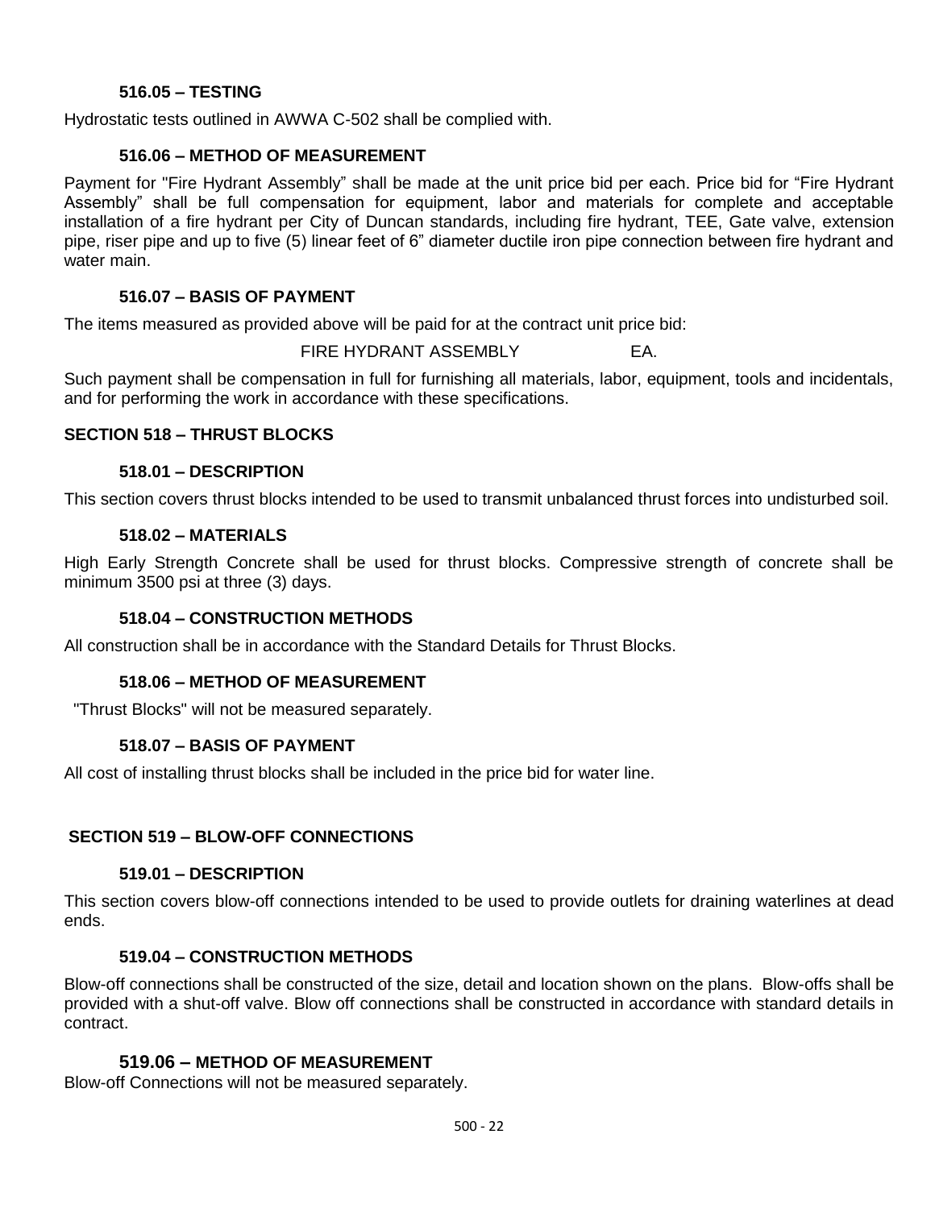### 516.05 – TESTING

Hydrostatic tests outlined in AWWA C-502 shall be complied with.

### 516.06 – METHOD OF MEASUREMENT

Payment for "Fire Hydrant Assembly" shall be made at the unit price bid per each. Price bid for "Fire Hydrant Assembly" shall be full compensation for equipment, labor and materials for complete and acceptable installation of a fire hydrant per City of Duncan standards, including fire hydrant, TEE, Gate valve, extension pipe, riser pipe and up to five (5) linear feet of 6" diameter ductile iron pipe connection between fire hydrant and water main.

### 516.07 – BASIS OF PAYMENT

The items measured as provided above will be paid for at the contract unit price bid:

FIRE HYDRANT ASSEMBLY EA.

Such payment shall be compensation in full for furnishing all materials, labor, equipment, tools and incidentals, and for performing the work in accordance with these specifications.

## SECTION 518 – THRUST BLOCKS

### 518.01 – DESCRIPTION

This section covers thrust blocks intended to be used to transmit unbalanced thrust forces into undisturbed soil.

### 518.02 – MATERIALS

High Early Strength Concrete shall be used for thrust blocks. Compressive strength of concrete shall be minimum 3500 psi at three (3) days.

### 518.04 – CONSTRUCTION METHODS

All construction shall be in accordance with the Standard Details for Thrust Blocks.

### 518.06 – METHOD OF MEASUREMENT

"Thrust Blocks" will not be measured separately.

### 518.07 – BASIS OF PAYMENT

All cost of installing thrust blocks shall be included in the price bid for water line.

## SECTION 519 – BLOW-OFF CONNECTIONS

### 519.01 – DESCRIPTION

This section covers blow-off connections intended to be used to provide outlets for draining waterlines at dead ends.

### 519.04 – CONSTRUCTION METHODS

Blow-off connections shall be constructed of the size, detail and location shown on the plans. Blow-offs shall be provided with a shut-off valve. Blow off connections shall be constructed in accordance with standard details in contract.

### 519.06 – METHOD OF MEASUREMENT

Blow-off Connections will not be measured separately.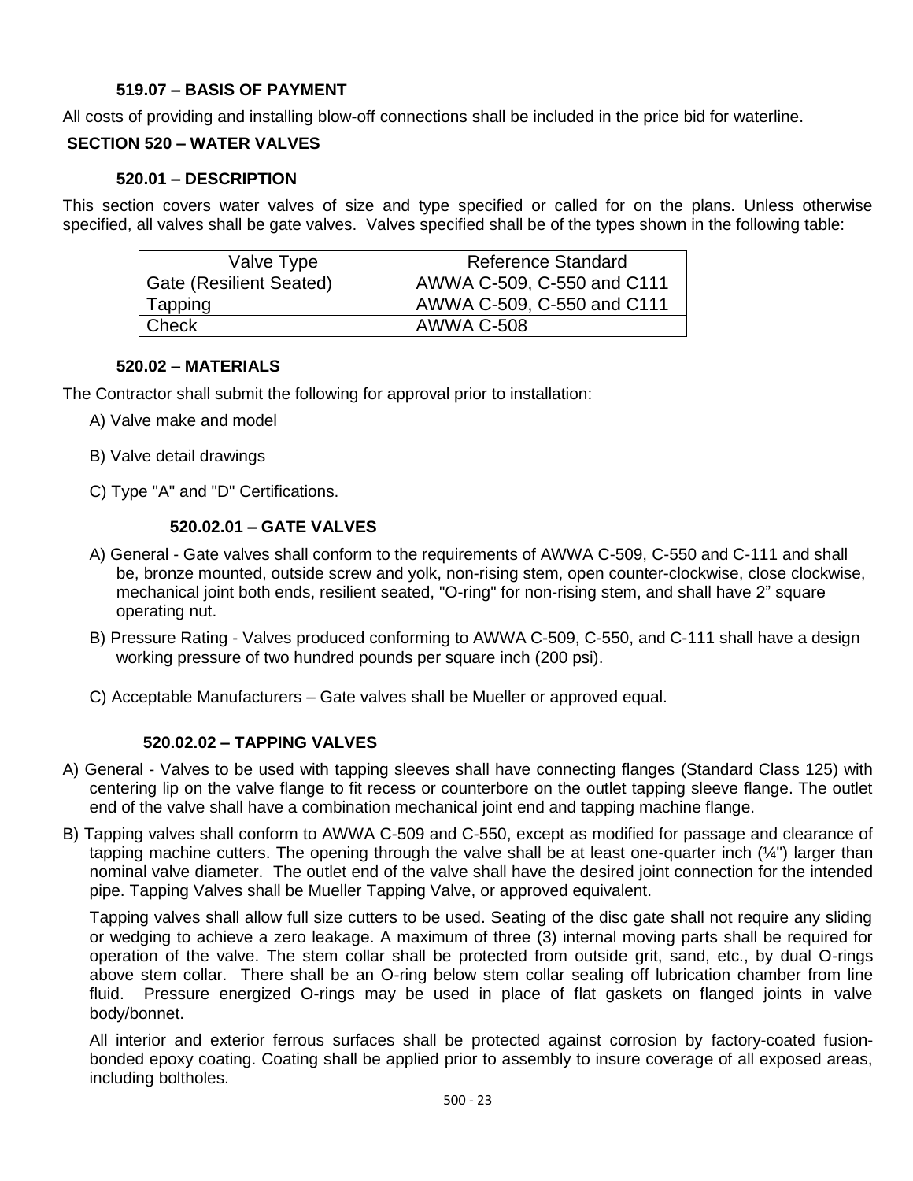### 519.07 – BASIS OF PAYMENT

All costs of providing and installing blow-off connections shall be included in the price bid for waterline.

## SECTION 520 – WATER VALVES

### 520.01 – DESCRIPTION

This section covers water valves of size and type specified or called for on the plans. Unless otherwise specified, all valves shall be gate valves. Valves specified shall be of the types shown in the following table:

| Valve Type | Reference Standard |
|---|---|
| Gate (Resilient Seated) | AWWA C-509, C-550 and C111 |
| Tapping | AWWA C-509, C-550 and C111 |
| Check | AWWA C-508 |

### 520.02 – MATERIALS

The Contractor shall submit the following for approval prior to installation:

A) Valve make and model

B) Valve detail drawings

C) Type "A" and "D" Certifications.

#### 520.02.01 – GATE VALVES

A) General - Gate valves shall conform to the requirements of AWWA C-509, C-550 and C-111 and shall be, bronze mounted, outside screw and yolk, non-rising stem, open counter-clockwise, close clockwise, mechanical joint both ends, resilient seated, "O-ring" for non-rising stem, and shall have 2" square operating nut.

B) Pressure Rating - Valves produced conforming to AWWA C-509, C-550, and C-111 shall have a design working pressure of two hundred pounds per square inch (200 psi).

C) Acceptable Manufacturers – Gate valves shall be Mueller or approved equal.

#### 520.02.02 – TAPPING VALVES

A) General - Valves to be used with tapping sleeves shall have connecting flanges (Standard Class 125) with centering lip on the valve flange to fit recess or counterbore on the outlet tapping sleeve flange. The outlet end of the valve shall have a combination mechanical joint end and tapping machine flange.

B) Tapping valves shall conform to AWWA C-509 and C-550, except as modified for passage and clearance of tapping machine cutters. The opening through the valve shall be at least one-quarter inch (¼") larger than nominal valve diameter. The outlet end of the valve shall have the desired joint connection for the intended pipe. Tapping Valves shall be Mueller Tapping Valve, or approved equivalent.

Tapping valves shall allow full size cutters to be used. Seating of the disc gate shall not require any sliding or wedging to achieve a zero leakage. A maximum of three (3) internal moving parts shall be required for operation of the valve. The stem collar shall be protected from outside grit, sand, etc., by dual O-rings above stem collar. There shall be an O-ring below stem collar sealing off lubrication chamber from line fluid. Pressure energized O-rings may be used in place of flat gaskets on flanged joints in valve body/bonnet.

All interior and exterior ferrous surfaces shall be protected against corrosion by factory-coated fusion-bonded epoxy coating. Coating shall be applied prior to assembly to insure coverage of all exposed areas, including boltholes.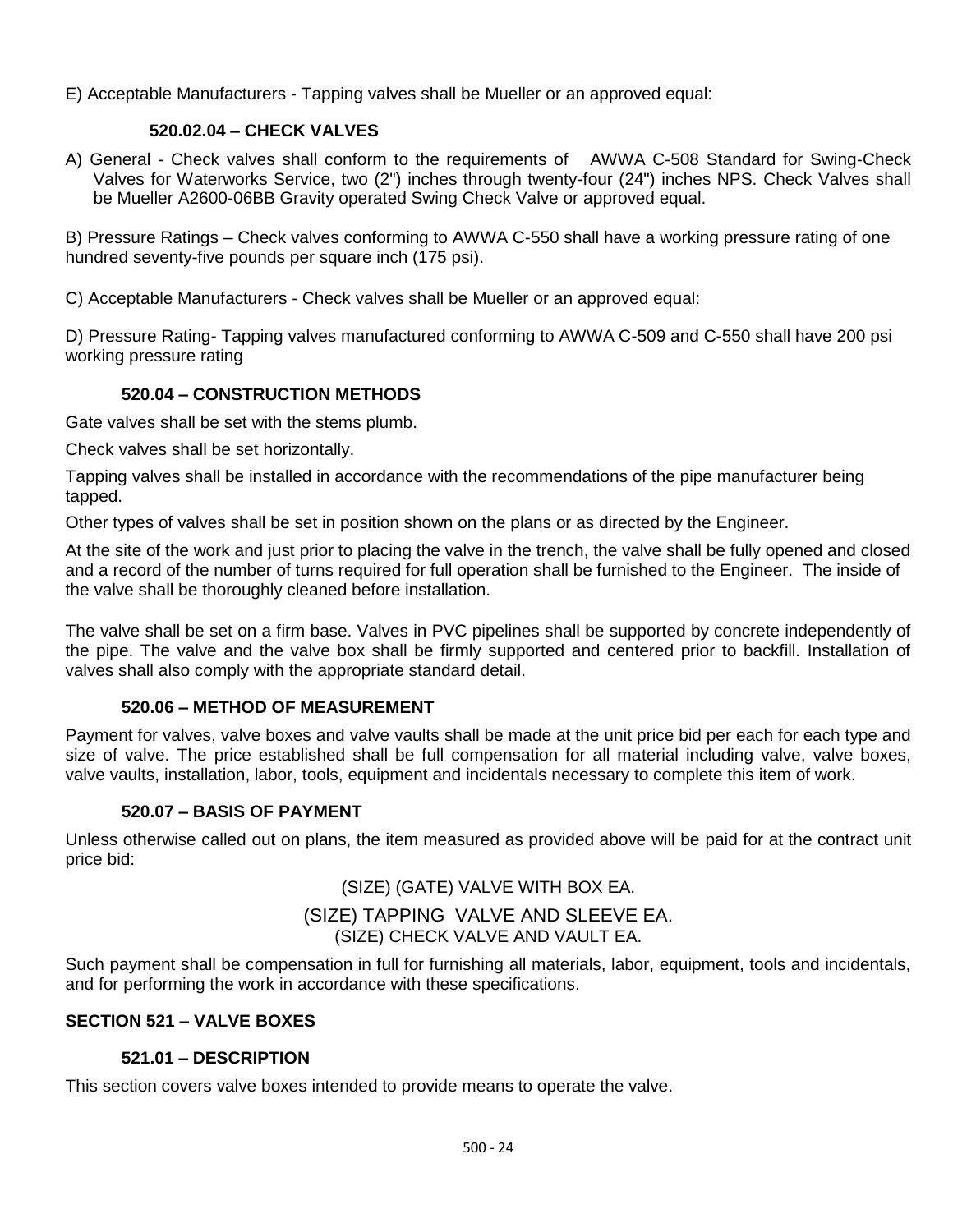E) Acceptable Manufacturers - Tapping valves shall be Mueller or an approved equal:

#### 520.02.04 – CHECK VALVES

A) General - Check valves shall conform to the requirements of AWWA C-508 Standard for Swing-Check Valves for Waterworks Service, two (2") inches through twenty-four (24") inches NPS. Check Valves shall be Mueller A2600-06BB Gravity operated Swing Check Valve or approved equal.

B) Pressure Ratings – Check valves conforming to AWWA C-550 shall have a working pressure rating of one hundred seventy-five pounds per square inch (175 psi).

C) Acceptable Manufacturers - Check valves shall be Mueller or an approved equal:

D) Pressure Rating- Tapping valves manufactured conforming to AWWA C-509 and C-550 shall have 200 psi working pressure rating

### 520.04 – CONSTRUCTION METHODS

Gate valves shall be set with the stems plumb.

Check valves shall be set horizontally.

Tapping valves shall be installed in accordance with the recommendations of the pipe manufacturer being tapped.

Other types of valves shall be set in position shown on the plans or as directed by the Engineer.

At the site of the work and just prior to placing the valve in the trench, the valve shall be fully opened and closed and a record of the number of turns required for full operation shall be furnished to the Engineer. The inside of the valve shall be thoroughly cleaned before installation.

The valve shall be set on a firm base. Valves in PVC pipelines shall be supported by concrete independently of the pipe. The valve and the valve box shall be firmly supported and centered prior to backfill. Installation of valves shall also comply with the appropriate standard detail.

### 520.06 – METHOD OF MEASUREMENT

Payment for valves, valve boxes and valve vaults shall be made at the unit price bid per each for each type and size of valve. The price established shall be full compensation for all material including valve, valve boxes, valve vaults, installation, labor, tools, equipment and incidentals necessary to complete this item of work.

### 520.07 – BASIS OF PAYMENT

Unless otherwise called out on plans, the item measured as provided above will be paid for at the contract unit price bid:

(SIZE) (GATE) VALVE WITH BOX EA.

(SIZE) TAPPING VALVE AND SLEEVE EA.

(SIZE) CHECK VALVE AND VAULT EA.

Such payment shall be compensation in full for furnishing all materials, labor, equipment, tools and incidentals, and for performing the work in accordance with these specifications.

## SECTION 521 – VALVE BOXES

### 521.01 – DESCRIPTION

This section covers valve boxes intended to provide means to operate the valve.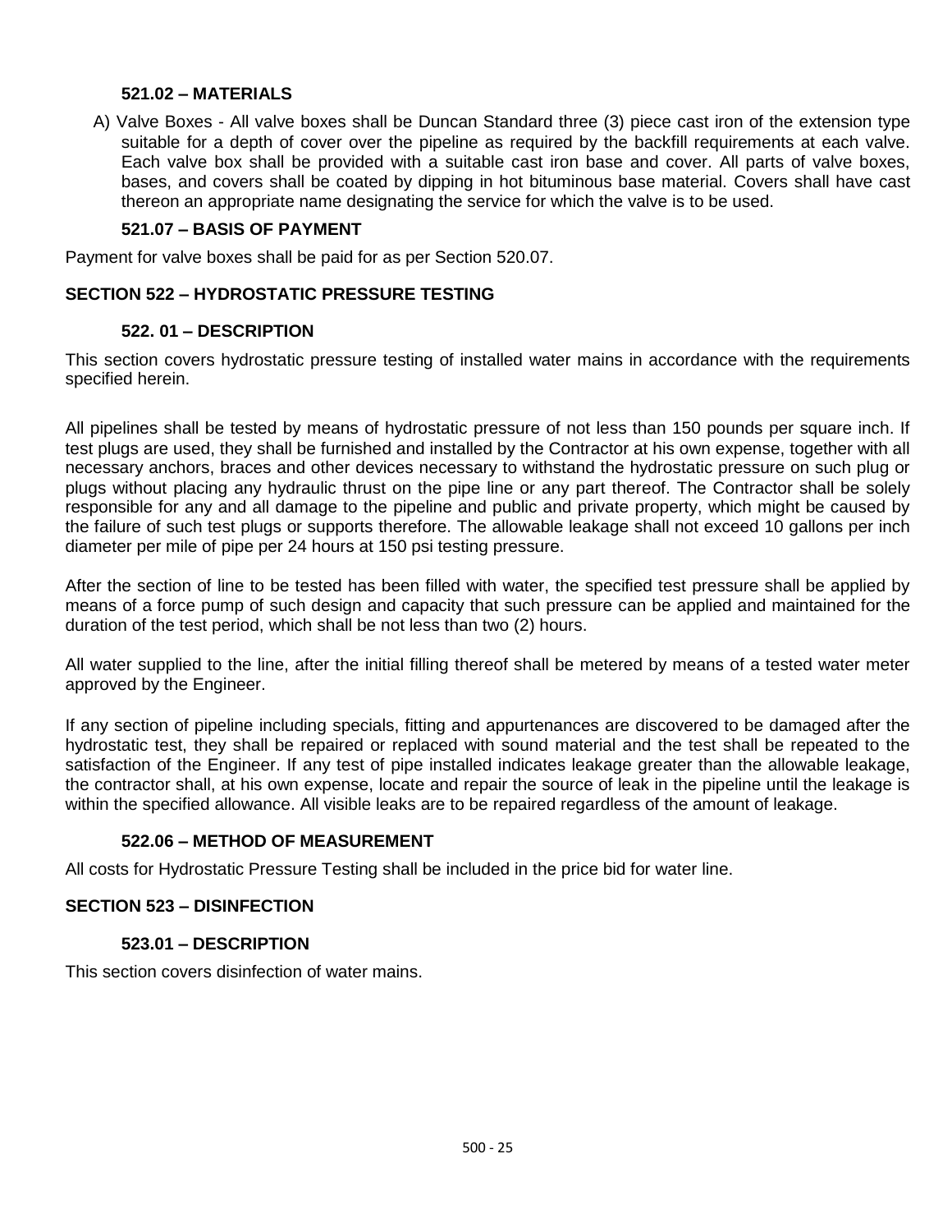#### 521.02 – MATERIALS

A) Valve Boxes - All valve boxes shall be Duncan Standard three (3) piece cast iron of the extension type suitable for a depth of cover over the pipeline as required by the backfill requirements at each valve. Each valve box shall be provided with a suitable cast iron base and cover. All parts of valve boxes, bases, and covers shall be coated by dipping in hot bituminous base material. Covers shall have cast thereon an appropriate name designating the service for which the valve is to be used.

#### 521.07 – BASIS OF PAYMENT

Payment for valve boxes shall be paid for as per Section 520.07.

### SECTION 522 – HYDROSTATIC PRESSURE TESTING

#### 522. 01 – DESCRIPTION

This section covers hydrostatic pressure testing of installed water mains in accordance with the requirements specified herein.

All pipelines shall be tested by means of hydrostatic pressure of not less than 150 pounds per square inch. If test plugs are used, they shall be furnished and installed by the Contractor at his own expense, together with all necessary anchors, braces and other devices necessary to withstand the hydrostatic pressure on such plug or plugs without placing any hydraulic thrust on the pipe line or any part thereof. The Contractor shall be solely responsible for any and all damage to the pipeline and public and private property, which might be caused by the failure of such test plugs or supports therefore. The allowable leakage shall not exceed 10 gallons per inch diameter per mile of pipe per 24 hours at 150 psi testing pressure.

After the section of line to be tested has been filled with water, the specified test pressure shall be applied by means of a force pump of such design and capacity that such pressure can be applied and maintained for the duration of the test period, which shall be not less than two (2) hours.

All water supplied to the line, after the initial filling thereof shall be metered by means of a tested water meter approved by the Engineer.

If any section of pipeline including specials, fitting and appurtenances are discovered to be damaged after the hydrostatic test, they shall be repaired or replaced with sound material and the test shall be repeated to the satisfaction of the Engineer. If any test of pipe installed indicates leakage greater than the allowable leakage, the contractor shall, at his own expense, locate and repair the source of leak in the pipeline until the leakage is within the specified allowance. All visible leaks are to be repaired regardless of the amount of leakage.

#### 522.06 – METHOD OF MEASUREMENT

All costs for Hydrostatic Pressure Testing shall be included in the price bid for water line.

### SECTION 523 – DISINFECTION

#### 523.01 – DESCRIPTION

This section covers disinfection of water mains.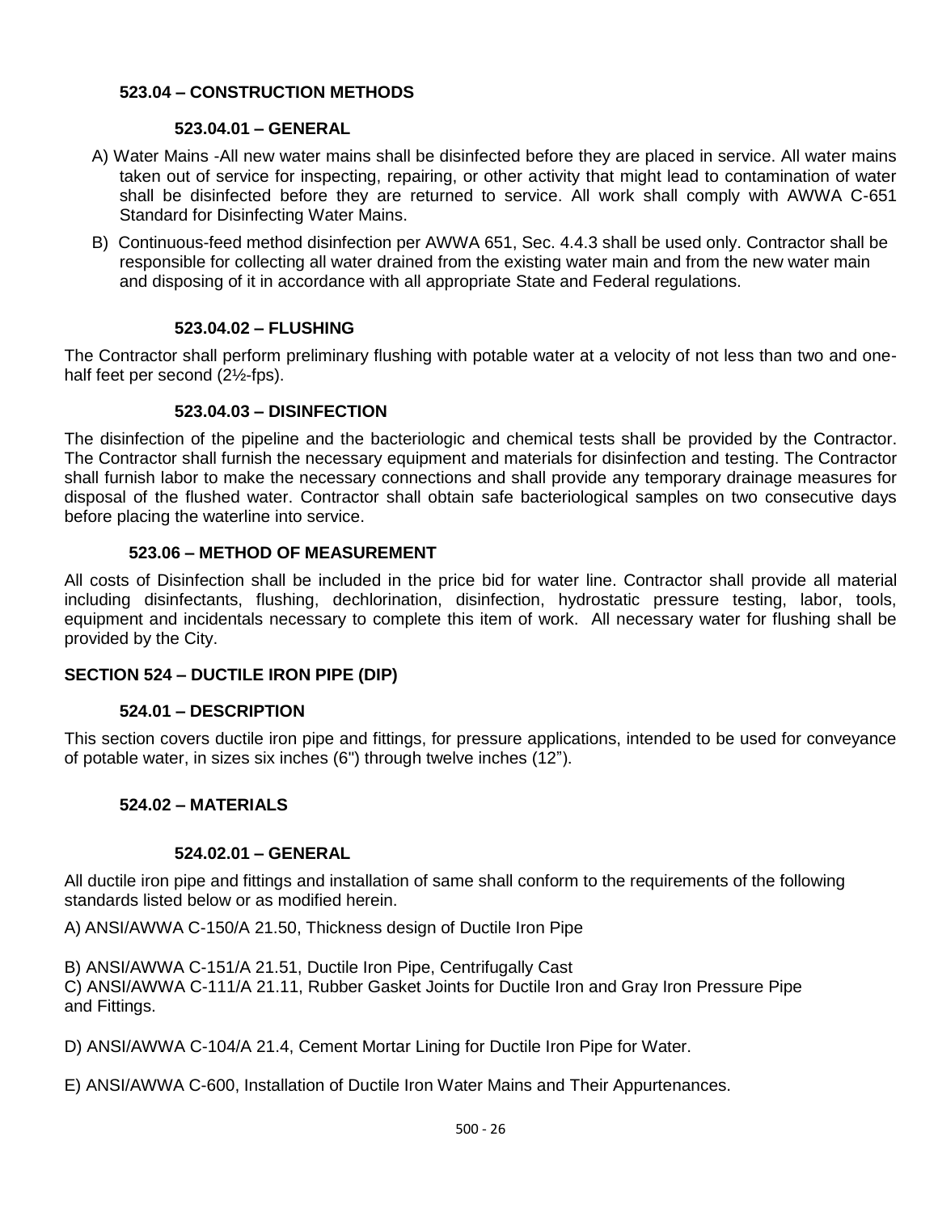### 523.04 – CONSTRUCTION METHODS

#### 523.04.01 – GENERAL

A) Water Mains -All new water mains shall be disinfected before they are placed in service. All water mains taken out of service for inspecting, repairing, or other activity that might lead to contamination of water shall be disinfected before they are returned to service. All work shall comply with AWWA C-651 Standard for Disinfecting Water Mains.

B) Continuous-feed method disinfection per AWWA 651, Sec. 4.4.3 shall be used only. Contractor shall be responsible for collecting all water drained from the existing water main and from the new water main and disposing of it in accordance with all appropriate State and Federal regulations.

#### 523.04.02 – FLUSHING

The Contractor shall perform preliminary flushing with potable water at a velocity of not less than two and one-half feet per second (2½-fps).

#### 523.04.03 – DISINFECTION

The disinfection of the pipeline and the bacteriologic and chemical tests shall be provided by the Contractor. The Contractor shall furnish the necessary equipment and materials for disinfection and testing. The Contractor shall furnish labor to make the necessary connections and shall provide any temporary drainage measures for disposal of the flushed water. Contractor shall obtain safe bacteriological samples on two consecutive days before placing the waterline into service.

### 523.06 – METHOD OF MEASUREMENT

All costs of Disinfection shall be included in the price bid for water line. Contractor shall provide all material including disinfectants, flushing, dechlorination, disinfection, hydrostatic pressure testing, labor, tools, equipment and incidentals necessary to complete this item of work. All necessary water for flushing shall be provided by the City.

## SECTION 524 – DUCTILE IRON PIPE (DIP)

### 524.01 – DESCRIPTION

This section covers ductile iron pipe and fittings, for pressure applications, intended to be used for conveyance of potable water, in sizes six inches (6") through twelve inches (12").

### 524.02 – MATERIALS

#### 524.02.01 – GENERAL

All ductile iron pipe and fittings and installation of same shall conform to the requirements of the following standards listed below or as modified herein.

A) ANSI/AWWA C-150/A 21.50, Thickness design of Ductile Iron Pipe

B) ANSI/AWWA C-151/A 21.51, Ductile Iron Pipe, Centrifugally Cast

C) ANSI/AWWA C-111/A 21.11, Rubber Gasket Joints for Ductile Iron and Gray Iron Pressure Pipe and Fittings.

D) ANSI/AWWA C-104/A 21.4, Cement Mortar Lining for Ductile Iron Pipe for Water.

E) ANSI/AWWA C-600, Installation of Ductile Iron Water Mains and Their Appurtenances.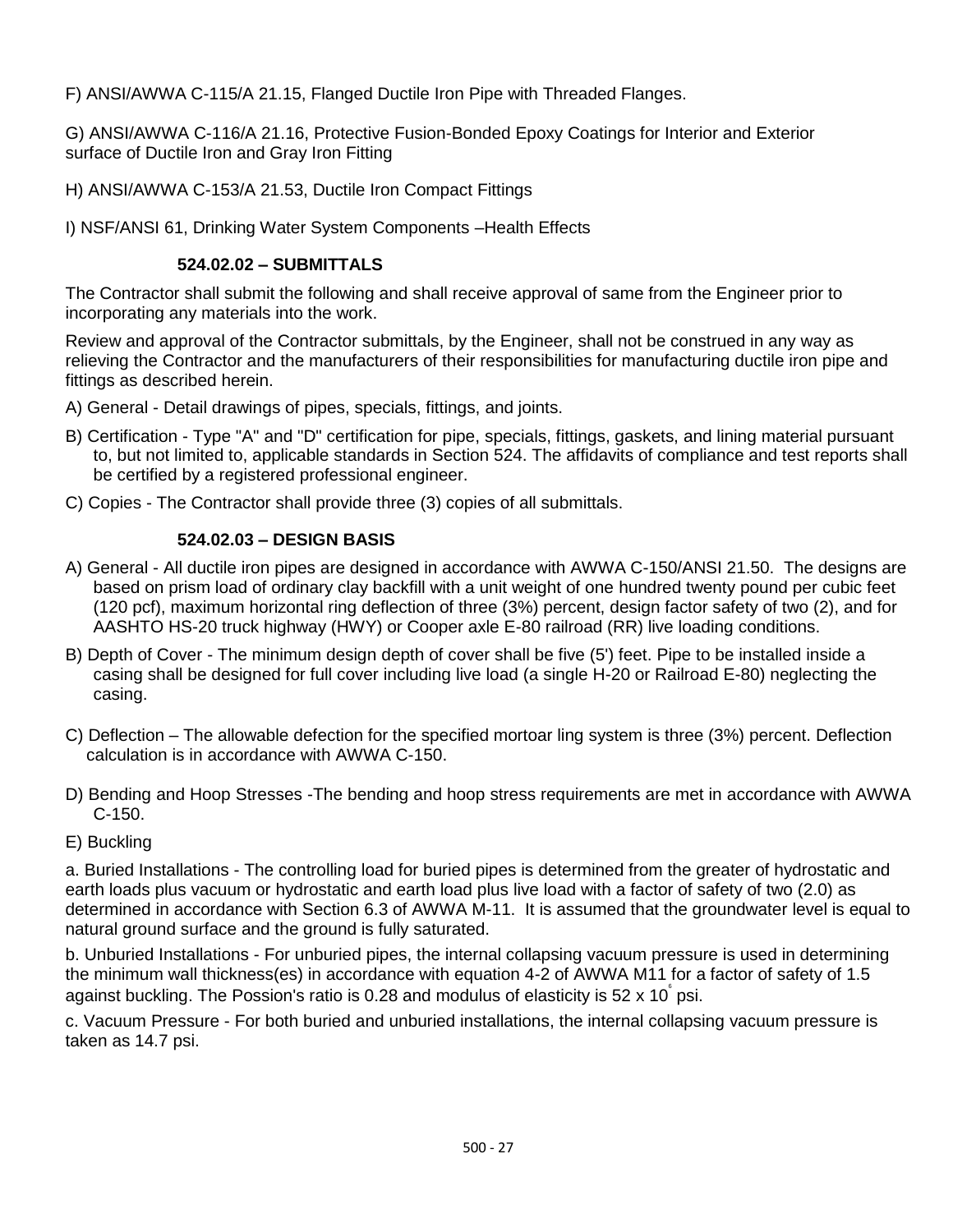F) ANSI/AWWA C-115/A 21.15, Flanged Ductile Iron Pipe with Threaded Flanges.

G) ANSI/AWWA C-116/A 21.16, Protective Fusion-Bonded Epoxy Coatings for Interior and Exterior surface of Ductile Iron and Gray Iron Fitting

H) ANSI/AWWA C-153/A 21.53, Ductile Iron Compact Fittings

I) NSF/ANSI 61, Drinking Water System Components –Health Effects

### 524.02.02 – SUBMITTALS

The Contractor shall submit the following and shall receive approval of same from the Engineer prior to incorporating any materials into the work.

Review and approval of the Contractor submittals, by the Engineer, shall not be construed in any way as relieving the Contractor and the manufacturers of their responsibilities for manufacturing ductile iron pipe and fittings as described herein.

A) General - Detail drawings of pipes, specials, fittings, and joints.

B) Certification - Type "A" and "D" certification for pipe, specials, fittings, gaskets, and lining material pursuant to, but not limited to, applicable standards in Section 524. The affidavits of compliance and test reports shall be certified by a registered professional engineer.

C) Copies - The Contractor shall provide three (3) copies of all submittals.

### 524.02.03 – DESIGN BASIS

A) General - All ductile iron pipes are designed in accordance with AWWA C-150/ANSI 21.50. The designs are based on prism load of ordinary clay backfill with a unit weight of one hundred twenty pound per cubic feet (120 pcf), maximum horizontal ring deflection of three (3%) percent, design factor safety of two (2), and for AASHTO HS-20 truck highway (HWY) or Cooper axle E-80 railroad (RR) live loading conditions.

B) Depth of Cover - The minimum design depth of cover shall be five (5') feet. Pipe to be installed inside a casing shall be designed for full cover including live load (a single H-20 or Railroad E-80) neglecting the casing.

C) Deflection – The allowable defection for the specified mortoar ling system is three (3%) percent. Deflection calculation is in accordance with AWWA C-150.

D) Bending and Hoop Stresses -The bending and hoop stress requirements are met in accordance with AWWA C-150.

E) Buckling

a. Buried Installations - The controlling load for buried pipes is determined from the greater of hydrostatic and earth loads plus vacuum or hydrostatic and earth load plus live load with a factor of safety of two (2.0) as determined in accordance with Section 6.3 of AWWA M-11. It is assumed that the groundwater level is equal to natural ground surface and the ground is fully saturated.

b. Unburied Installations - For unburied pipes, the internal collapsing vacuum pressure is used in determining the minimum wall thickness(es) in accordance with equation 4-2 of AWWA M11 for a factor of safety of 1.5 against buckling. The Possion's ratio is 0.28 and modulus of elasticity is $52 \times 10^{6}$ psi.

c. Vacuum Pressure - For both buried and unburied installations, the internal collapsing vacuum pressure is taken as 14.7 psi.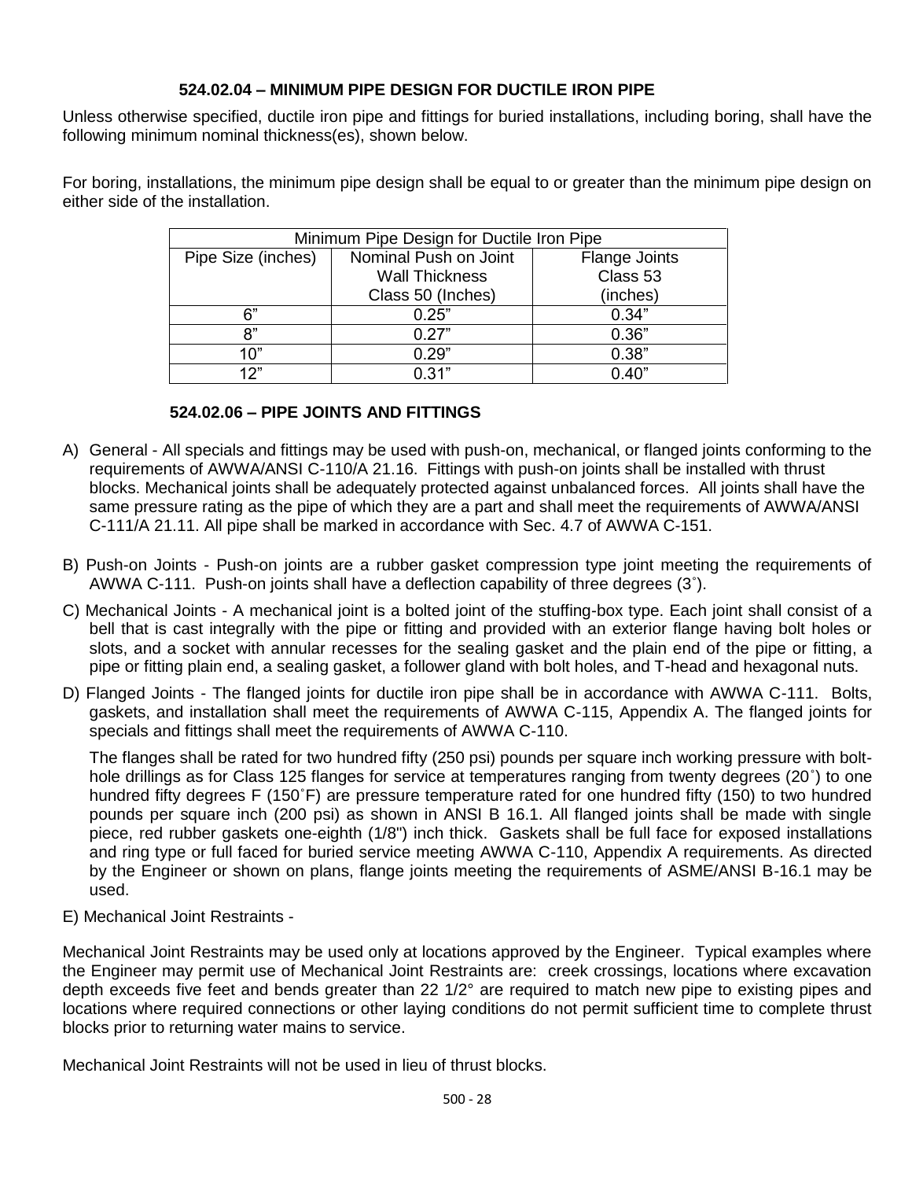### 524.02.04 – MINIMUM PIPE DESIGN FOR DUCTILE IRON PIPE

Unless otherwise specified, ductile iron pipe and fittings for buried installations, including boring, shall have the following minimum nominal thickness(es), shown below.

For boring, installations, the minimum pipe design shall be equal to or greater than the minimum pipe design on either side of the installation.

| Minimum Pipe Design for Ductile Iron Pipe | | |
|---|---|---|
| Pipe Size (inches) | Nominal Push on Joint Wall Thickness Class 50 (Inches) | Flange Joints Class 53 (inches) |
| 6" | 0.25" | 0.34" |
| 8" | 0.27" | 0.36" |
| 10" | 0.29" | 0.38" |
| 12" | 0.31" | 0.40" |

### 524.02.06 – PIPE JOINTS AND FITTINGS

A) General - All specials and fittings may be used with push-on, mechanical, or flanged joints conforming to the requirements of AWWA/ANSI C-110/A 21.16. Fittings with push-on joints shall be installed with thrust blocks. Mechanical joints shall be adequately protected against unbalanced forces. All joints shall have the same pressure rating as the pipe of which they are a part and shall meet the requirements of AWWA/ANSI C-111/A 21.11. All pipe shall be marked in accordance with Sec. 4.7 of AWWA C-151.

B) Push-on Joints - Push-on joints are a rubber gasket compression type joint meeting the requirements of AWWA C-111. Push-on joints shall have a deflection capability of three degrees (3˚).

C) Mechanical Joints - A mechanical joint is a bolted joint of the stuffing-box type. Each joint shall consist of a bell that is cast integrally with the pipe or fitting and provided with an exterior flange having bolt holes or slots, and a socket with annular recesses for the sealing gasket and the plain end of the pipe or fitting, a pipe or fitting plain end, a sealing gasket, a follower gland with bolt holes, and T-head and hexagonal nuts.

D) Flanged Joints - The flanged joints for ductile iron pipe shall be in accordance with AWWA C-111. Bolts, gaskets, and installation shall meet the requirements of AWWA C-115, Appendix A. The flanged joints for specials and fittings shall meet the requirements of AWWA C-110.

The flanges shall be rated for two hundred fifty (250 psi) pounds per square inch working pressure with bolt-hole drillings as for Class 125 flanges for service at temperatures ranging from twenty degrees (20˚) to one hundred fifty degrees F (150˚F) are pressure temperature rated for one hundred fifty (150) to two hundred pounds per square inch (200 psi) as shown in ANSI B 16.1. All flanged joints shall be made with single piece, red rubber gaskets one-eighth (1/8") inch thick. Gaskets shall be full face for exposed installations and ring type or full faced for buried service meeting AWWA C-110, Appendix A requirements. As directed by the Engineer or shown on plans, flange joints meeting the requirements of ASME/ANSI B-16.1 may be used.

E) Mechanical Joint Restraints -

Mechanical Joint Restraints may be used only at locations approved by the Engineer. Typical examples where the Engineer may permit use of Mechanical Joint Restraints are: creek crossings, locations where excavation depth exceeds five feet and bends greater than 22 1/2° are required to match new pipe to existing pipes and locations where required connections or other laying conditions do not permit sufficient time to complete thrust blocks prior to returning water mains to service.

Mechanical Joint Restraints will not be used in lieu of thrust blocks.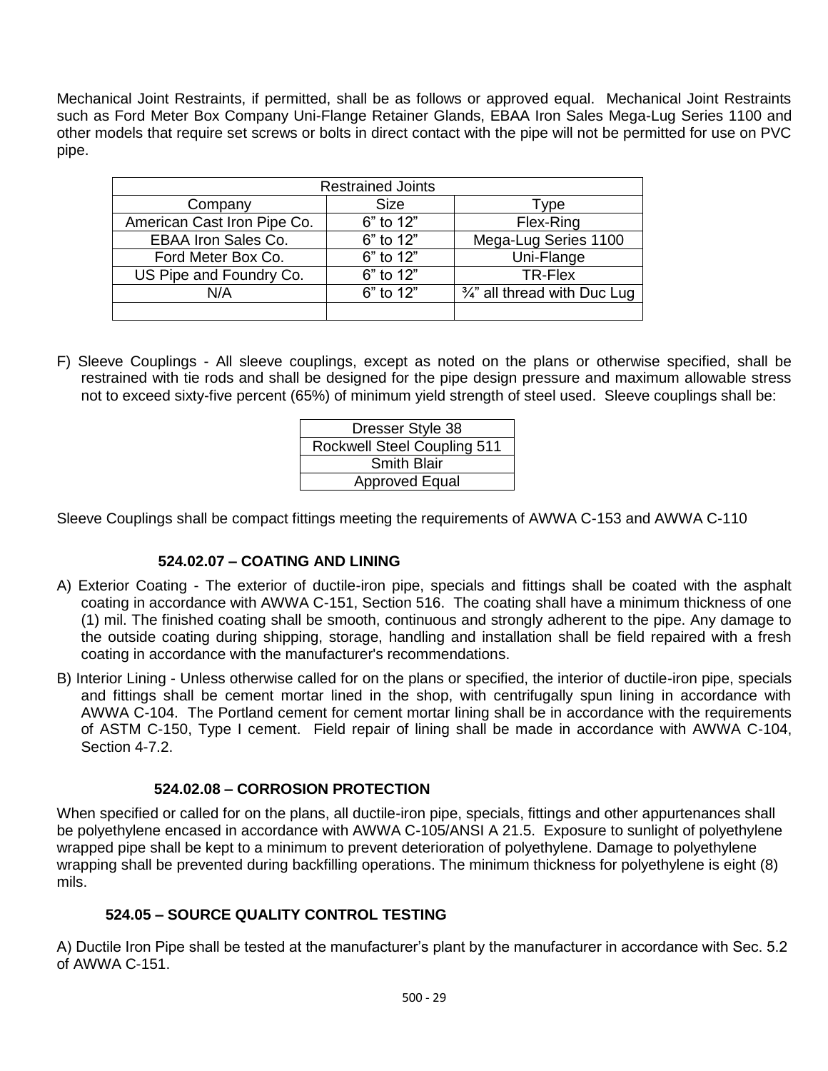Mechanical Joint Restraints, if permitted, shall be as follows or approved equal. Mechanical Joint Restraints such as Ford Meter Box Company Uni-Flange Retainer Glands, EBAA Iron Sales Mega-Lug Series 1100 and other models that require set screws or bolts in direct contact with the pipe will not be permitted for use on PVC pipe.

| Restrained Joints | | |
|---|---|---|
| Company | Size | Type |
| American Cast Iron Pipe Co. | 6" to 12" | Flex-Ring |
| EBAA Iron Sales Co. | 6" to 12" | Mega-Lug Series 1100 |
| Ford Meter Box Co. | 6" to 12" | Uni-Flange |
| US Pipe and Foundry Co. | 6" to 12" | TR-Flex |
| N/A | 6" to 12" | ¾" all thread with Duc Lug |
| | | |

F) Sleeve Couplings - All sleeve couplings, except as noted on the plans or otherwise specified, shall be restrained with tie rods and shall be designed for the pipe design pressure and maximum allowable stress not to exceed sixty-five percent (65%) of minimum yield strength of steel used. Sleeve couplings shall be:

| Dresser Style 38 |
|---|
| Rockwell Steel Coupling 511 |
| Smith Blair |
| Approved Equal |

Sleeve Couplings shall be compact fittings meeting the requirements of AWWA C-153 and AWWA C-110

### 524.02.07 – COATING AND LINING

A) Exterior Coating - The exterior of ductile-iron pipe, specials and fittings shall be coated with the asphalt coating in accordance with AWWA C-151, Section 516. The coating shall have a minimum thickness of one (1) mil. The finished coating shall be smooth, continuous and strongly adherent to the pipe. Any damage to the outside coating during shipping, storage, handling and installation shall be field repaired with a fresh coating in accordance with the manufacturer's recommendations.

B) Interior Lining - Unless otherwise called for on the plans or specified, the interior of ductile-iron pipe, specials and fittings shall be cement mortar lined in the shop, with centrifugally spun lining in accordance with AWWA C-104. The Portland cement for cement mortar lining shall be in accordance with the requirements of ASTM C-150, Type I cement. Field repair of lining shall be made in accordance with AWWA C-104, Section 4-7.2.

### 524.02.08 – CORROSION PROTECTION

When specified or called for on the plans, all ductile-iron pipe, specials, fittings and other appurtenances shall be polyethylene encased in accordance with AWWA C-105/ANSI A 21.5. Exposure to sunlight of polyethylene wrapped pipe shall be kept to a minimum to prevent deterioration of polyethylene. Damage to polyethylene wrapping shall be prevented during backfilling operations. The minimum thickness for polyethylene is eight (8) mils.

### 524.05 – SOURCE QUALITY CONTROL TESTING

A) Ductile Iron Pipe shall be tested at the manufacturer's plant by the manufacturer in accordance with Sec. 5.2 of AWWA C-151.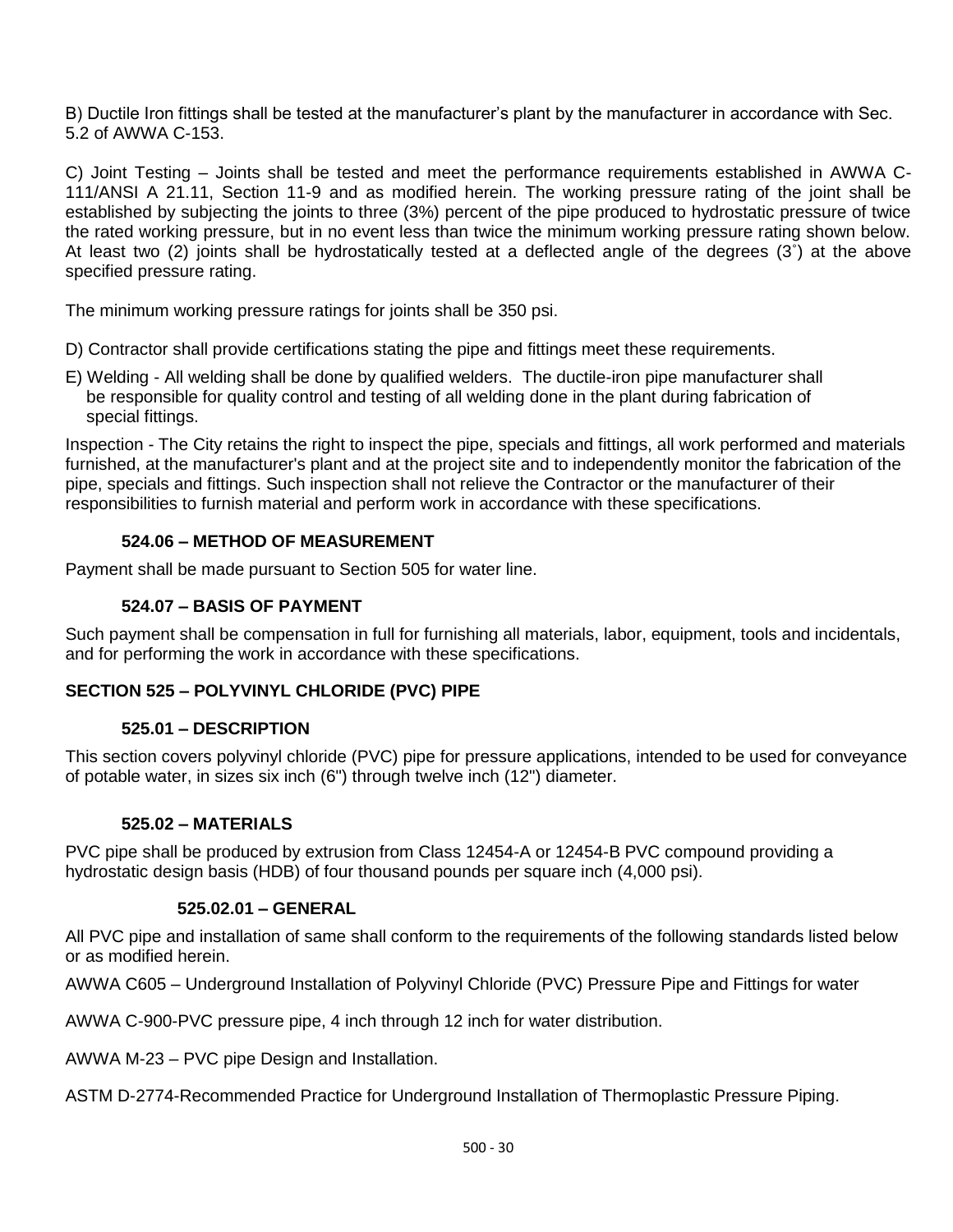B) Ductile Iron fittings shall be tested at the manufacturer's plant by the manufacturer in accordance with Sec. 5.2 of AWWA C-153.

C) Joint Testing – Joints shall be tested and meet the performance requirements established in AWWA C-111/ANSI A 21.11, Section 11-9 and as modified herein. The working pressure rating of the joint shall be established by subjecting the joints to three (3%) percent of the pipe produced to hydrostatic pressure of twice the rated working pressure, but in no event less than twice the minimum working pressure rating shown below. At least two (2) joints shall be hydrostatically tested at a deflected angle of the degrees (3˚) at the above specified pressure rating.

The minimum working pressure ratings for joints shall be 350 psi.

D) Contractor shall provide certifications stating the pipe and fittings meet these requirements.

E) Welding - All welding shall be done by qualified welders. The ductile-iron pipe manufacturer shall be responsible for quality control and testing of all welding done in the plant during fabrication of special fittings.

Inspection - The City retains the right to inspect the pipe, specials and fittings, all work performed and materials furnished, at the manufacturer's plant and at the project site and to independently monitor the fabrication of the pipe, specials and fittings. Such inspection shall not relieve the Contractor or the manufacturer of their responsibilities to furnish material and perform work in accordance with these specifications.

### 524.06 – METHOD OF MEASUREMENT

Payment shall be made pursuant to Section 505 for water line.

### 524.07 – BASIS OF PAYMENT

Such payment shall be compensation in full for furnishing all materials, labor, equipment, tools and incidentals, and for performing the work in accordance with these specifications.

## SECTION 525 – POLYVINYL CHLORIDE (PVC) PIPE

### 525.01 – DESCRIPTION

This section covers polyvinyl chloride (PVC) pipe for pressure applications, intended to be used for conveyance of potable water, in sizes six inch (6") through twelve inch (12") diameter.

### 525.02 – MATERIALS

PVC pipe shall be produced by extrusion from Class 12454-A or 12454-B PVC compound providing a hydrostatic design basis (HDB) of four thousand pounds per square inch (4,000 psi).

#### 525.02.01 – GENERAL

All PVC pipe and installation of same shall conform to the requirements of the following standards listed below or as modified herein.

AWWA C605 – Underground Installation of Polyvinyl Chloride (PVC) Pressure Pipe and Fittings for water

AWWA C-900-PVC pressure pipe, 4 inch through 12 inch for water distribution.

AWWA M-23 – PVC pipe Design and Installation.

ASTM D-2774-Recommended Practice for Underground Installation of Thermoplastic Pressure Piping.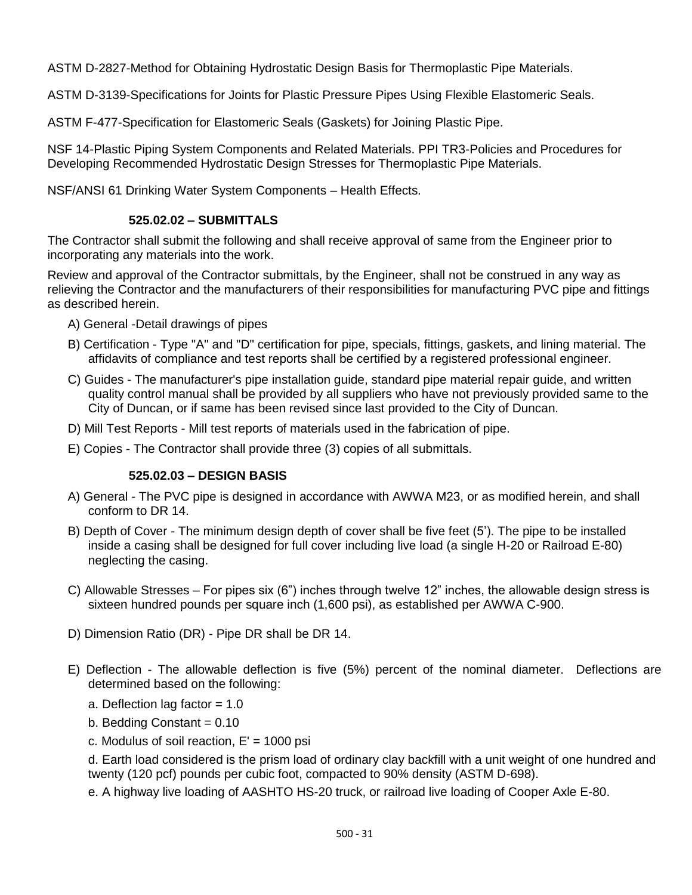ASTM D-2827-Method for Obtaining Hydrostatic Design Basis for Thermoplastic Pipe Materials.

ASTM D-3139-Specifications for Joints for Plastic Pressure Pipes Using Flexible Elastomeric Seals.

ASTM F-477-Specification for Elastomeric Seals (Gaskets) for Joining Plastic Pipe.

NSF 14-Plastic Piping System Components and Related Materials. PPI TR3-Policies and Procedures for Developing Recommended Hydrostatic Design Stresses for Thermoplastic Pipe Materials.

NSF/ANSI 61 Drinking Water System Components – Health Effects.

### 525.02.02 – SUBMITTALS

The Contractor shall submit the following and shall receive approval of same from the Engineer prior to incorporating any materials into the work.

Review and approval of the Contractor submittals, by the Engineer, shall not be construed in any way as relieving the Contractor and the manufacturers of their responsibilities for manufacturing PVC pipe and fittings as described herein.

A) General -Detail drawings of pipes

B) Certification - Type "A" and "D" certification for pipe, specials, fittings, gaskets, and lining material. The affidavits of compliance and test reports shall be certified by a registered professional engineer.

C) Guides - The manufacturer's pipe installation guide, standard pipe material repair guide, and written quality control manual shall be provided by all suppliers who have not previously provided same to the City of Duncan, or if same has been revised since last provided to the City of Duncan.

D) Mill Test Reports - Mill test reports of materials used in the fabrication of pipe.

E) Copies - The Contractor shall provide three (3) copies of all submittals.

### 525.02.03 – DESIGN BASIS

A) General - The PVC pipe is designed in accordance with AWWA M23, or as modified herein, and shall conform to DR 14.

B) Depth of Cover - The minimum design depth of cover shall be five feet (5’). The pipe to be installed inside a casing shall be designed for full cover including live load (a single H-20 or Railroad E-80) neglecting the casing.

C) Allowable Stresses – For pipes six (6”) inches through twelve 12” inches, the allowable design stress is sixteen hundred pounds per square inch (1,600 psi), as established per AWWA C-900.

D) Dimension Ratio (DR) - Pipe DR shall be DR 14.

E) Deflection - The allowable deflection is five (5%) percent of the nominal diameter. Deflections are determined based on the following:

a. Deflection lag factor = 1.0

b. Bedding Constant = 0.10

c. Modulus of soil reaction, E' = 1000 psi

d. Earth load considered is the prism load of ordinary clay backfill with a unit weight of one hundred and twenty (120 pcf) pounds per cubic foot, compacted to 90% density (ASTM D-698).

e. A highway live loading of AASHTO HS-20 truck, or railroad live loading of Cooper Axle E-80.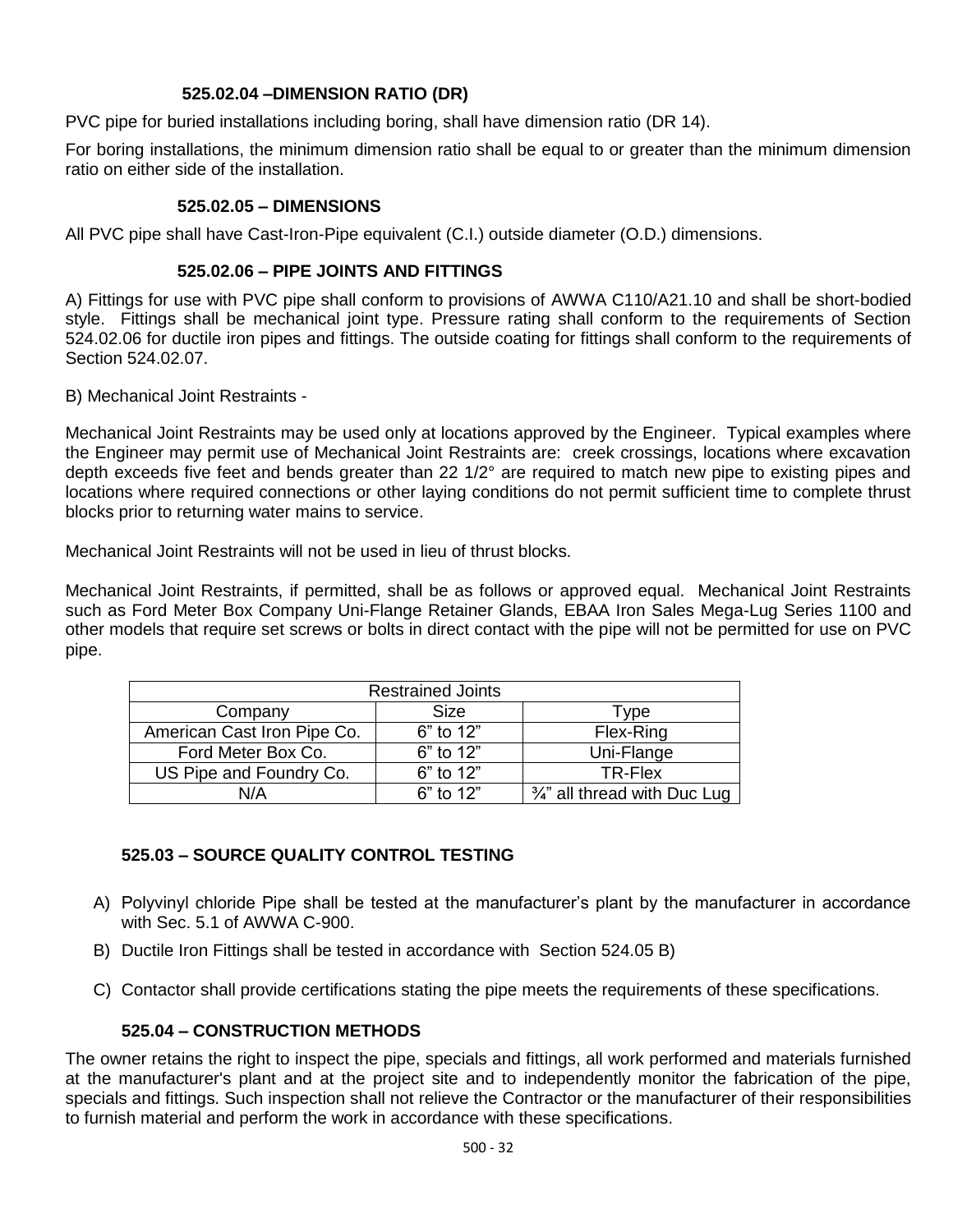#### 525.02.04 –DIMENSION RATIO (DR)

PVC pipe for buried installations including boring, shall have dimension ratio (DR 14).

For boring installations, the minimum dimension ratio shall be equal to or greater than the minimum dimension ratio on either side of the installation.

#### 525.02.05 – DIMENSIONS

All PVC pipe shall have Cast-Iron-Pipe equivalent (C.I.) outside diameter (O.D.) dimensions.

#### 525.02.06 – PIPE JOINTS AND FITTINGS

A) Fittings for use with PVC pipe shall conform to provisions of AWWA C110/A21.10 and shall be short-bodied style. Fittings shall be mechanical joint type. Pressure rating shall conform to the requirements of Section 524.02.06 for ductile iron pipes and fittings. The outside coating for fittings shall conform to the requirements of Section 524.02.07.

B) Mechanical Joint Restraints -

Mechanical Joint Restraints may be used only at locations approved by the Engineer. Typical examples where the Engineer may permit use of Mechanical Joint Restraints are: creek crossings, locations where excavation depth exceeds five feet and bends greater than 22 1/2° are required to match new pipe to existing pipes and locations where required connections or other laying conditions do not permit sufficient time to complete thrust blocks prior to returning water mains to service.

Mechanical Joint Restraints will not be used in lieu of thrust blocks.

Mechanical Joint Restraints, if permitted, shall be as follows or approved equal. Mechanical Joint Restraints such as Ford Meter Box Company Uni-Flange Retainer Glands, EBAA Iron Sales Mega-Lug Series 1100 and other models that require set screws or bolts in direct contact with the pipe will not be permitted for use on PVC pipe.

| Restrained Joints | | |
|---|---|---|
| Company | Size | Type |
| American Cast Iron Pipe Co. | 6” to 12” | Flex-Ring |
| Ford Meter Box Co. | 6” to 12” | Uni-Flange |
| US Pipe and Foundry Co. | 6” to 12” | TR-Flex |
| N/A | 6” to 12” | ¾” all thread with Duc Lug |

### 525.03 – SOURCE QUALITY CONTROL TESTING

A) Polyvinyl chloride Pipe shall be tested at the manufacturer’s plant by the manufacturer in accordance with Sec. 5.1 of AWWA C-900.

B) Ductile Iron Fittings shall be tested in accordance with Section 524.05 B)

C) Contactor shall provide certifications stating the pipe meets the requirements of these specifications.

### 525.04 – CONSTRUCTION METHODS

The owner retains the right to inspect the pipe, specials and fittings, all work performed and materials furnished at the manufacturer's plant and at the project site and to independently monitor the fabrication of the pipe, specials and fittings. Such inspection shall not relieve the Contractor or the manufacturer of their responsibilities to furnish material and perform the work in accordance with these specifications.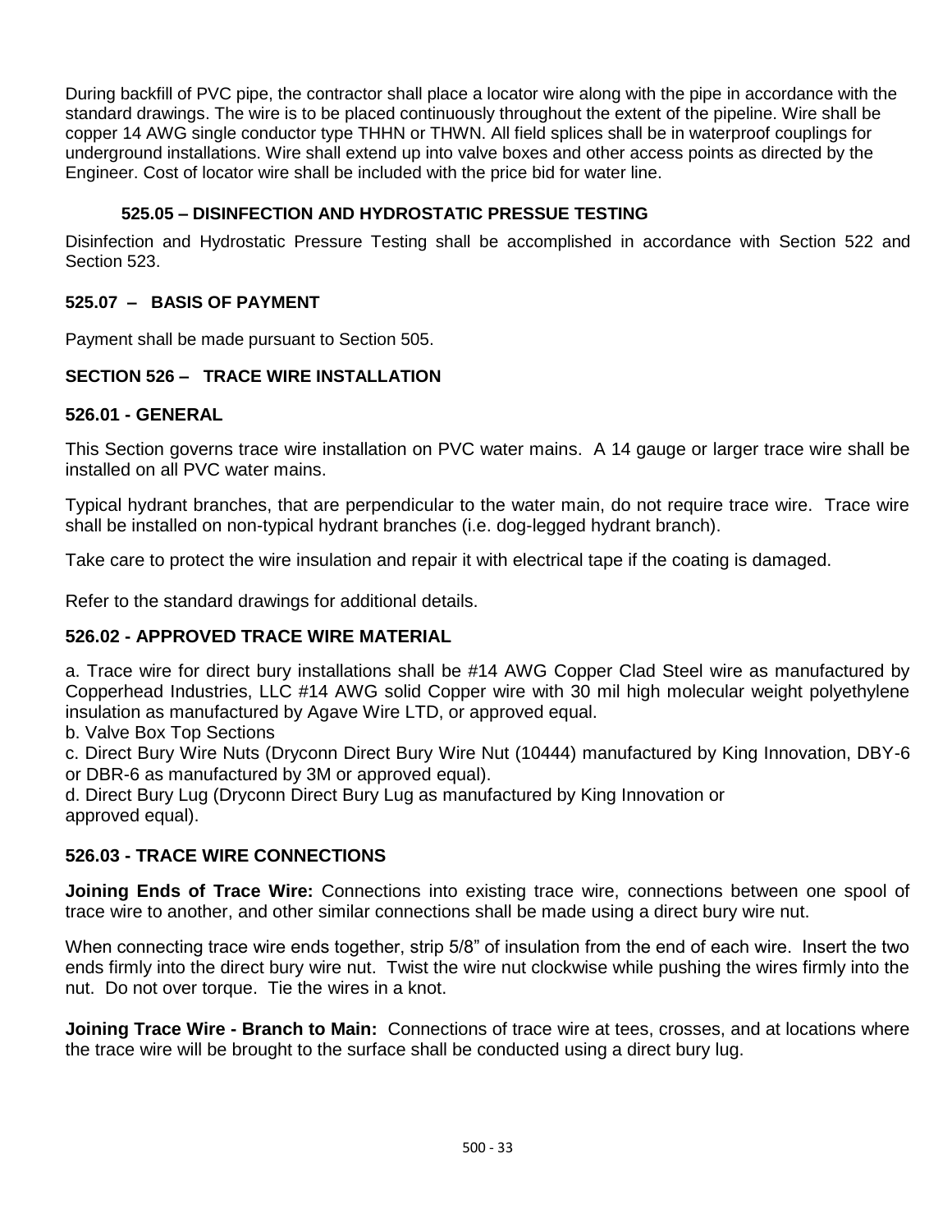During backfill of PVC pipe, the contractor shall place a locator wire along with the pipe in accordance with the standard drawings. The wire is to be placed continuously throughout the extent of the pipeline. Wire shall be copper 14 AWG single conductor type THHN or THWN. All field splices shall be in waterproof couplings for underground installations. Wire shall extend up into valve boxes and other access points as directed by the Engineer. Cost of locator wire shall be included with the price bid for water line.

### 525.05 – DISINFECTION AND HYDROSTATIC PRESSUE TESTING

Disinfection and Hydrostatic Pressure Testing shall be accomplished in accordance with Section 522 and Section 523.

### 525.07 – BASIS OF PAYMENT

Payment shall be made pursuant to Section 505.

## SECTION 526 – TRACE WIRE INSTALLATION

### 526.01 - GENERAL

This Section governs trace wire installation on PVC water mains. A 14 gauge or larger trace wire shall be installed on all PVC water mains.

Typical hydrant branches, that are perpendicular to the water main, do not require trace wire. Trace wire shall be installed on non-typical hydrant branches (i.e. dog-legged hydrant branch).

Take care to protect the wire insulation and repair it with electrical tape if the coating is damaged.

Refer to the standard drawings for additional details.

### 526.02 - APPROVED TRACE WIRE MATERIAL

a. Trace wire for direct bury installations shall be #14 AWG Copper Clad Steel wire as manufactured by Copperhead Industries, LLC #14 AWG solid Copper wire with 30 mil high molecular weight polyethylene insulation as manufactured by Agave Wire LTD, or approved equal.
b. Valve Box Top Sections
c. Direct Bury Wire Nuts (Dryconn Direct Bury Wire Nut (10444) manufactured by King Innovation, DBY-6 or DBR-6 as manufactured by 3M or approved equal).
d. Direct Bury Lug (Dryconn Direct Bury Lug as manufactured by King Innovation or approved equal).

### 526.03 - TRACE WIRE CONNECTIONS

**Joining Ends of Trace Wire:** Connections into existing trace wire, connections between one spool of trace wire to another, and other similar connections shall be made using a direct bury wire nut.

When connecting trace wire ends together, strip 5/8" of insulation from the end of each wire. Insert the two ends firmly into the direct bury wire nut. Twist the wire nut clockwise while pushing the wires firmly into the nut. Do not over torque. Tie the wires in a knot.

**Joining Trace Wire - Branch to Main:** Connections of trace wire at tees, crosses, and at locations where the trace wire will be brought to the surface shall be conducted using a direct bury lug.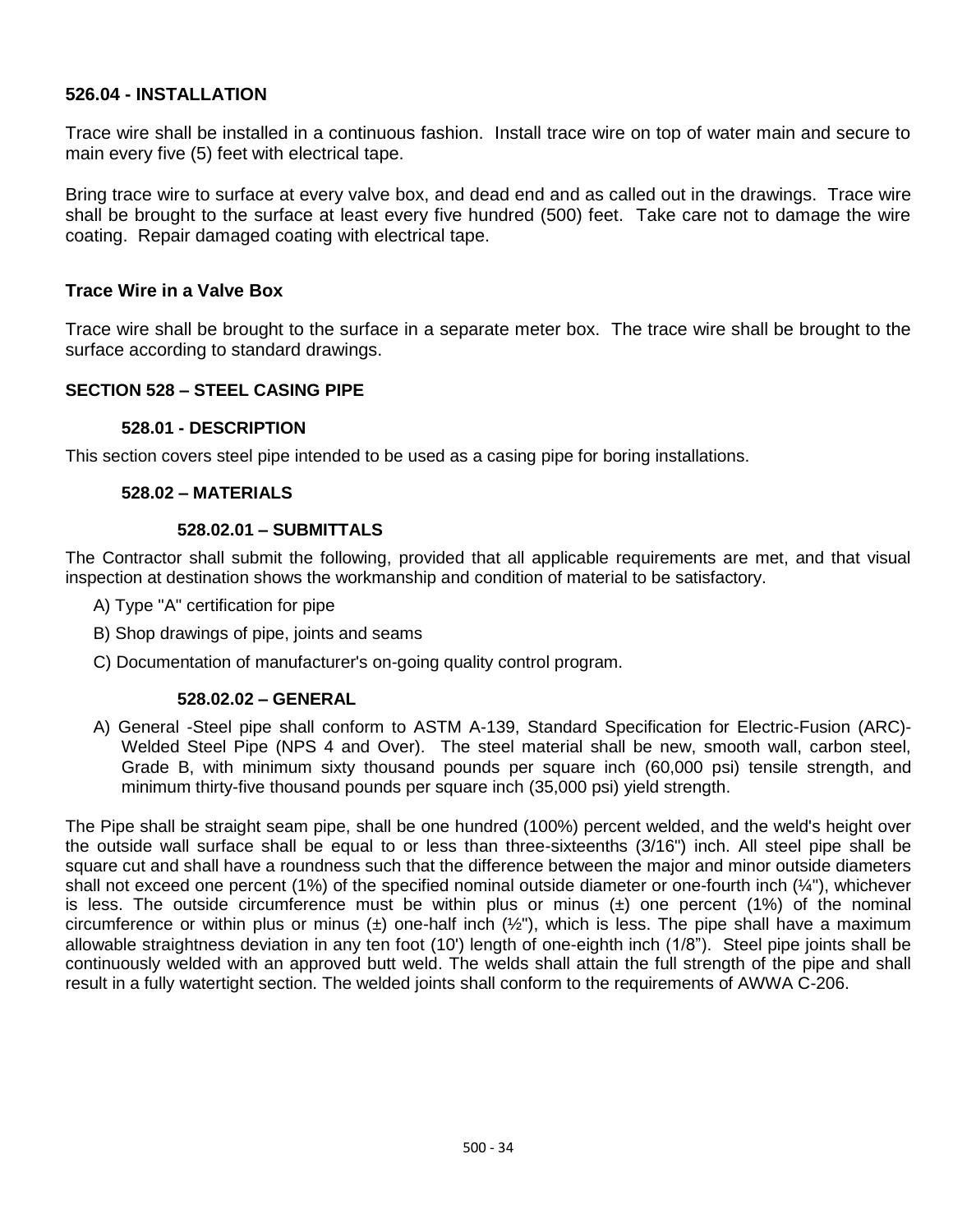### 526.04 - INSTALLATION

Trace wire shall be installed in a continuous fashion. Install trace wire on top of water main and secure to main every five (5) feet with electrical tape.

Bring trace wire to surface at every valve box, and dead end and as called out in the drawings. Trace wire shall be brought to the surface at least every five hundred (500) feet. Take care not to damage the wire coating. Repair damaged coating with electrical tape.

### Trace Wire in a Valve Box

Trace wire shall be brought to the surface in a separate meter box. The trace wire shall be brought to the surface according to standard drawings.

## SECTION 528 – STEEL CASING PIPE

### 528.01 - DESCRIPTION

This section covers steel pipe intended to be used as a casing pipe for boring installations.

### 528.02 – MATERIALS

#### 528.02.01 – SUBMITTALS

The Contractor shall submit the following, provided that all applicable requirements are met, and that visual inspection at destination shows the workmanship and condition of material to be satisfactory.

A) Type "A" certification for pipe

B) Shop drawings of pipe, joints and seams

C) Documentation of manufacturer's on-going quality control program.

#### 528.02.02 – GENERAL

A) General -Steel pipe shall conform to ASTM A-139, Standard Specification for Electric-Fusion (ARC)-Welded Steel Pipe (NPS 4 and Over). The steel material shall be new, smooth wall, carbon steel, Grade B, with minimum sixty thousand pounds per square inch (60,000 psi) tensile strength, and minimum thirty-five thousand pounds per square inch (35,000 psi) yield strength.

The Pipe shall be straight seam pipe, shall be one hundred (100%) percent welded, and the weld's height over the outside wall surface shall be equal to or less than three-sixteenths (3/16") inch. All steel pipe shall be square cut and shall have a roundness such that the difference between the major and minor outside diameters shall not exceed one percent (1%) of the specified nominal outside diameter or one-fourth inch (¼"), whichever is less. The outside circumference must be within plus or minus (±) one percent (1%) of the nominal circumference or within plus or minus (±) one-half inch (½"), which is less. The pipe shall have a maximum allowable straightness deviation in any ten foot (10') length of one-eighth inch (1/8"). Steel pipe joints shall be continuously welded with an approved butt weld. The welds shall attain the full strength of the pipe and shall result in a fully watertight section. The welded joints shall conform to the requirements of AWWA C-206.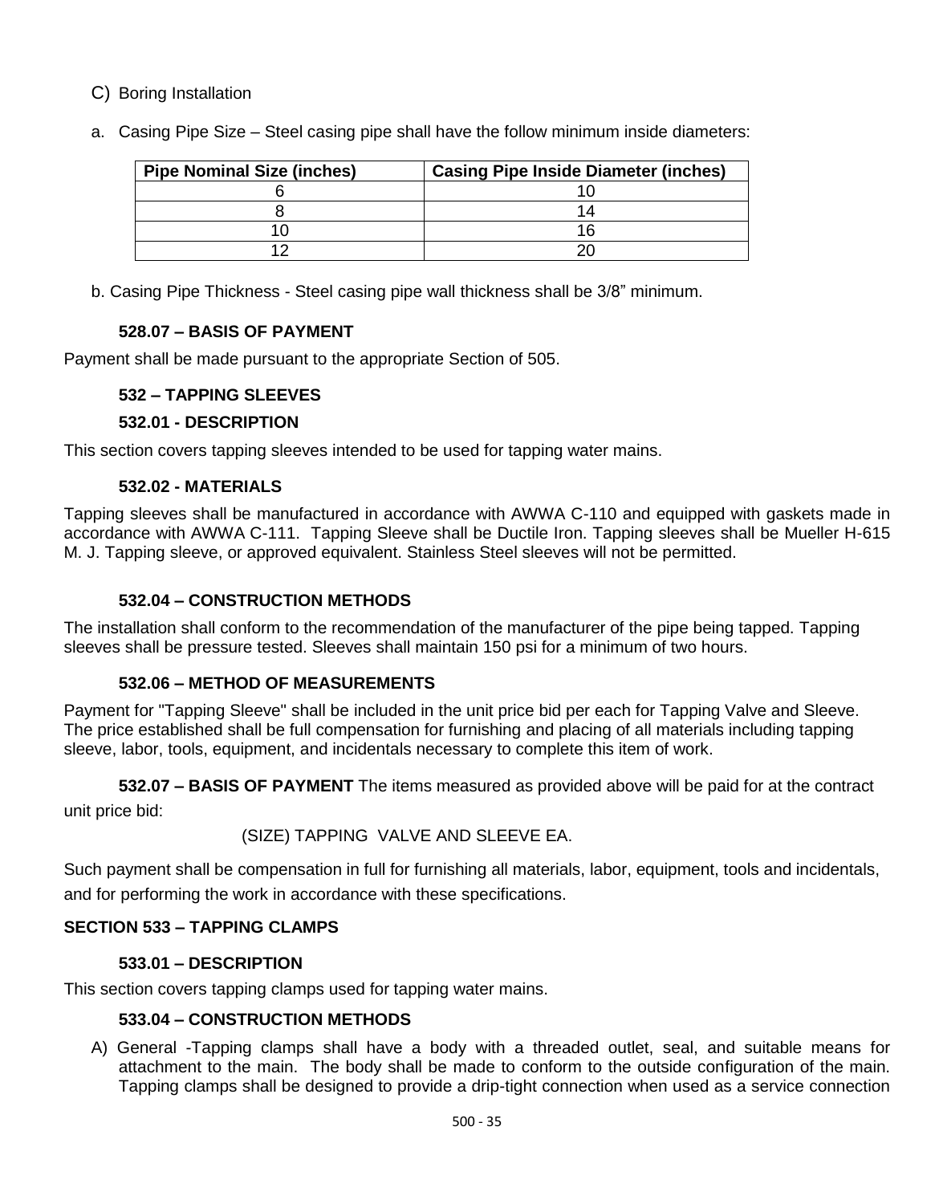C) Boring Installation

a. Casing Pipe Size – Steel casing pipe shall have the follow minimum inside diameters:

| Pipe Nominal Size (inches) | Casing Pipe Inside Diameter (inches) |
|---|---|
| 6 | 10 |
| 8 | 14 |
| 10 | 16 |
| 12 | 20 |

b. Casing Pipe Thickness - Steel casing pipe wall thickness shall be 3/8" minimum.

### 528.07 – BASIS OF PAYMENT

Payment shall be made pursuant to the appropriate Section of 505.

### 532 – TAPPING SLEEVES

### 532.01 - DESCRIPTION

This section covers tapping sleeves intended to be used for tapping water mains.

### 532.02 - MATERIALS

Tapping sleeves shall be manufactured in accordance with AWWA C-110 and equipped with gaskets made in accordance with AWWA C-111. Tapping Sleeve shall be Ductile Iron. Tapping sleeves shall be Mueller H-615 M. J. Tapping sleeve, or approved equivalent. Stainless Steel sleeves will not be permitted.

### 532.04 – CONSTRUCTION METHODS

The installation shall conform to the recommendation of the manufacturer of the pipe being tapped. Tapping sleeves shall be pressure tested. Sleeves shall maintain 150 psi for a minimum of two hours.

### 532.06 – METHOD OF MEASUREMENTS

Payment for "Tapping Sleeve" shall be included in the unit price bid per each for Tapping Valve and Sleeve. The price established shall be full compensation for furnishing and placing of all materials including tapping sleeve, labor, tools, equipment, and incidentals necessary to complete this item of work.

**532.07 – BASIS OF PAYMENT** The items measured as provided above will be paid for at the contract unit price bid:

(SIZE) TAPPING VALVE AND SLEEVE EA.

Such payment shall be compensation in full for furnishing all materials, labor, equipment, tools and incidentals, and for performing the work in accordance with these specifications.

## SECTION 533 – TAPPING CLAMPS

### 533.01 – DESCRIPTION

This section covers tapping clamps used for tapping water mains.

### 533.04 – CONSTRUCTION METHODS

A) General -Tapping clamps shall have a body with a threaded outlet, seal, and suitable means for attachment to the main. The body shall be made to conform to the outside configuration of the main. Tapping clamps shall be designed to provide a drip-tight connection when used as a service connection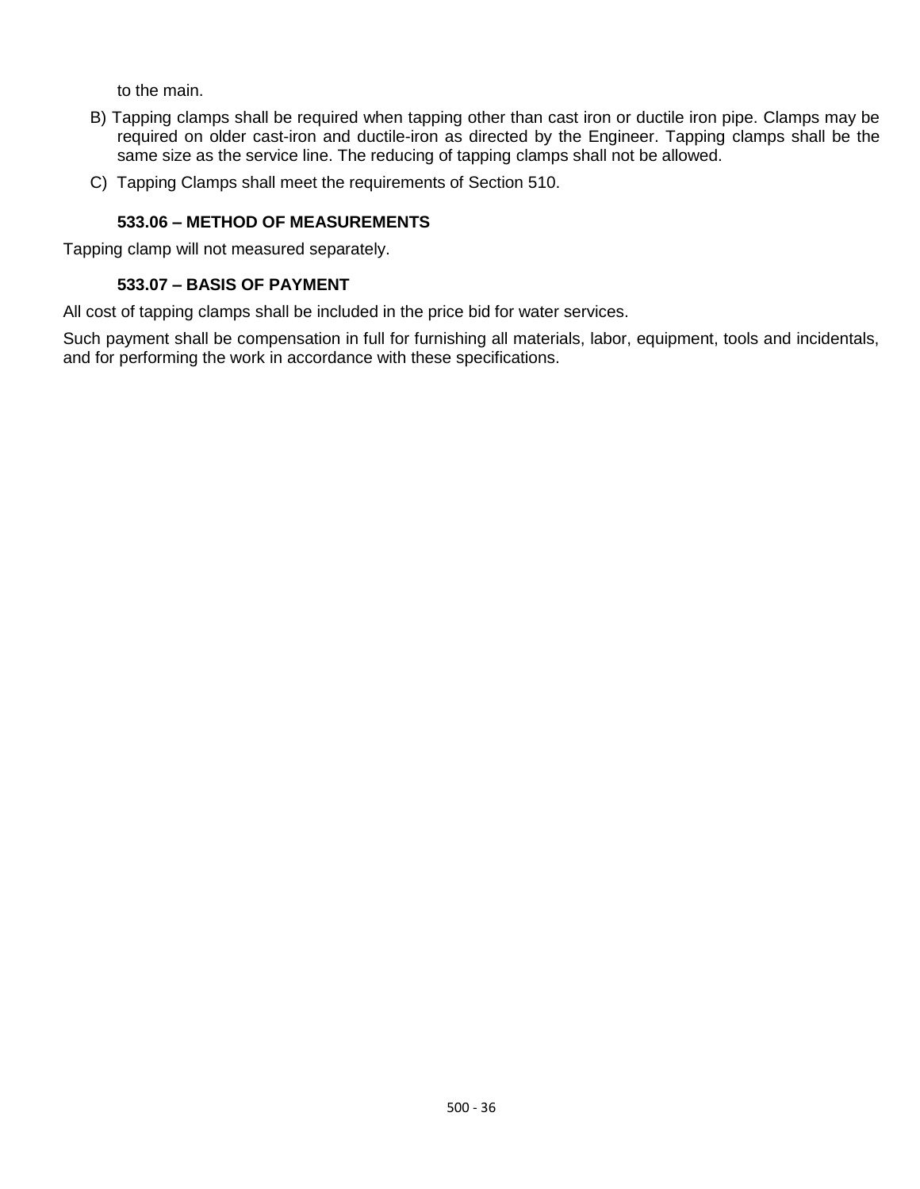to the main.

B) Tapping clamps shall be required when tapping other than cast iron or ductile iron pipe. Clamps may be required on older cast-iron and ductile-iron as directed by the Engineer. Tapping clamps shall be the same size as the service line. The reducing of tapping clamps shall not be allowed.

C) Tapping Clamps shall meet the requirements of Section 510.

### 533.06 – METHOD OF MEASUREMENTS

Tapping clamp will not measured separately.

### 533.07 – BASIS OF PAYMENT

All cost of tapping clamps shall be included in the price bid for water services.

Such payment shall be compensation in full for furnishing all materials, labor, equipment, tools and incidentals, and for performing the work in accordance with these specifications.